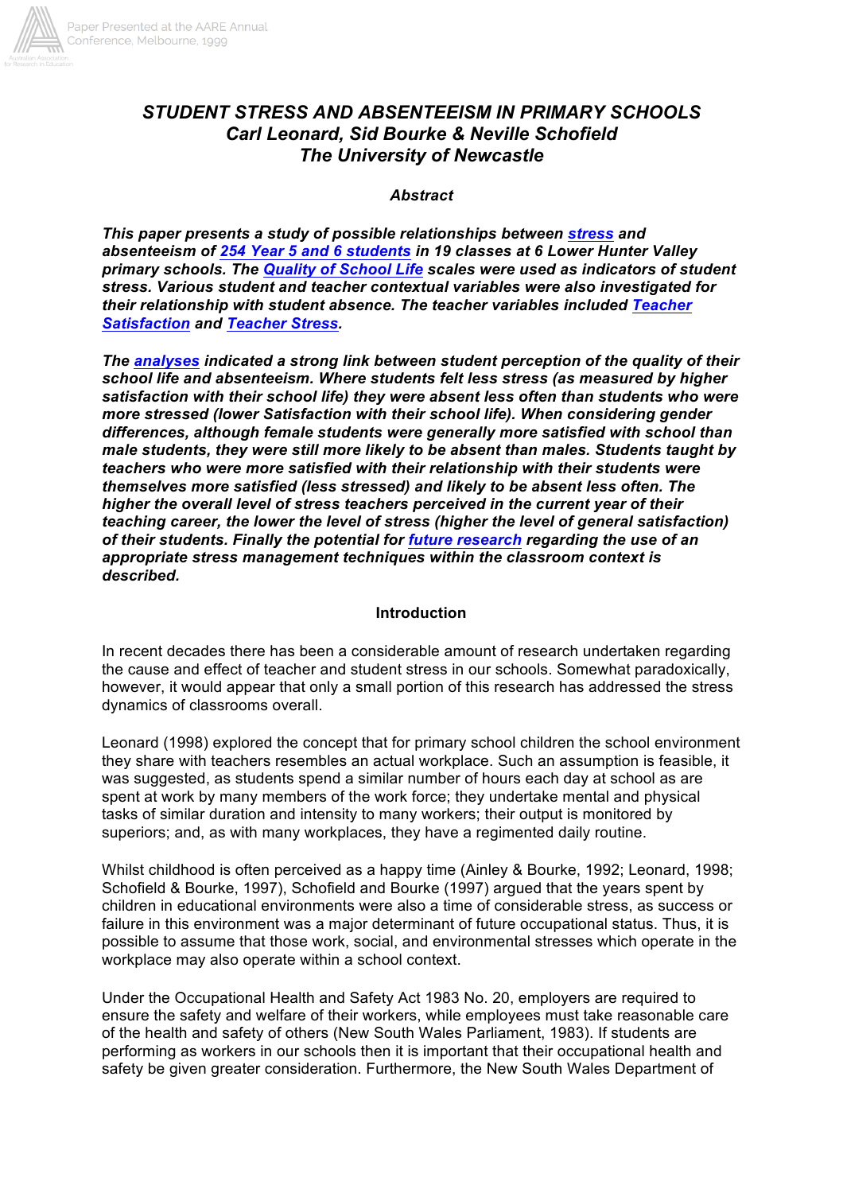# *STUDENT STRESS AND ABSENTEEISM IN PRIMARY SCHOOLS*

## *Carl Leonard, Sid Bourke & Neville Schofield*

## *The University of Newcastle*

### *Abstract*

***This paper presents a study of possible relationships between stress and absenteeism of 254 Year 5 and 6 students in 19 classes at 6 Lower Hunter Valley primary schools. The Quality of School Life scales were used as indicators of student stress. Various student and teacher contextual variables were also investigated for their relationship with student absence. The teacher variables included Teacher Satisfaction and Teacher Stress.***

***The analyses indicated a strong link between student perception of the quality of their school life and absenteeism. Where students felt less stress (as measured by higher satisfaction with their school life) they were absent less often than students who were more stressed (lower Satisfaction with their school life). When considering gender differences, although female students were generally more satisfied with school than male students, they were still more likely to be absent than males. Students taught by teachers who were more satisfied with their relationship with their students were themselves more satisfied (less stressed) and likely to be absent less often. The higher the overall level of stress teachers perceived in the current year of their teaching career, the lower the level of stress (higher the level of general satisfaction) of their students. Finally the potential for future research regarding the use of an appropriate stress management techniques within the classroom context is described.***

### Introduction

In recent decades there has been a considerable amount of research undertaken regarding the cause and effect of teacher and student stress in our schools. Somewhat paradoxically, however, it would appear that only a small portion of this research has addressed the stress dynamics of classrooms overall.

Leonard (1998) explored the concept that for primary school children the school environment they share with teachers resembles an actual workplace. Such an assumption is feasible, it was suggested, as students spend a similar number of hours each day at school as are spent at work by many members of the work force; they undertake mental and physical tasks of similar duration and intensity to many workers; their output is monitored by superiors; and, as with many workplaces, they have a regimented daily routine.

Whilst childhood is often perceived as a happy time (Ainley & Bourke, 1992; Leonard, 1998; Schofield & Bourke, 1997), Schofield and Bourke (1997) argued that the years spent by children in educational environments were also a time of considerable stress, as success or failure in this environment was a major determinant of future occupational status. Thus, it is possible to assume that those work, social, and environmental stresses which operate in the workplace may also operate within a school context.

Under the Occupational Health and Safety Act 1983 No. 20, employers are required to ensure the safety and welfare of their workers, while employees must take reasonable care of the health and safety of others (New South Wales Parliament, 1983). If students are performing as workers in our schools then it is important that their occupational health and safety be given greater consideration. Furthermore, the New South Wales Department of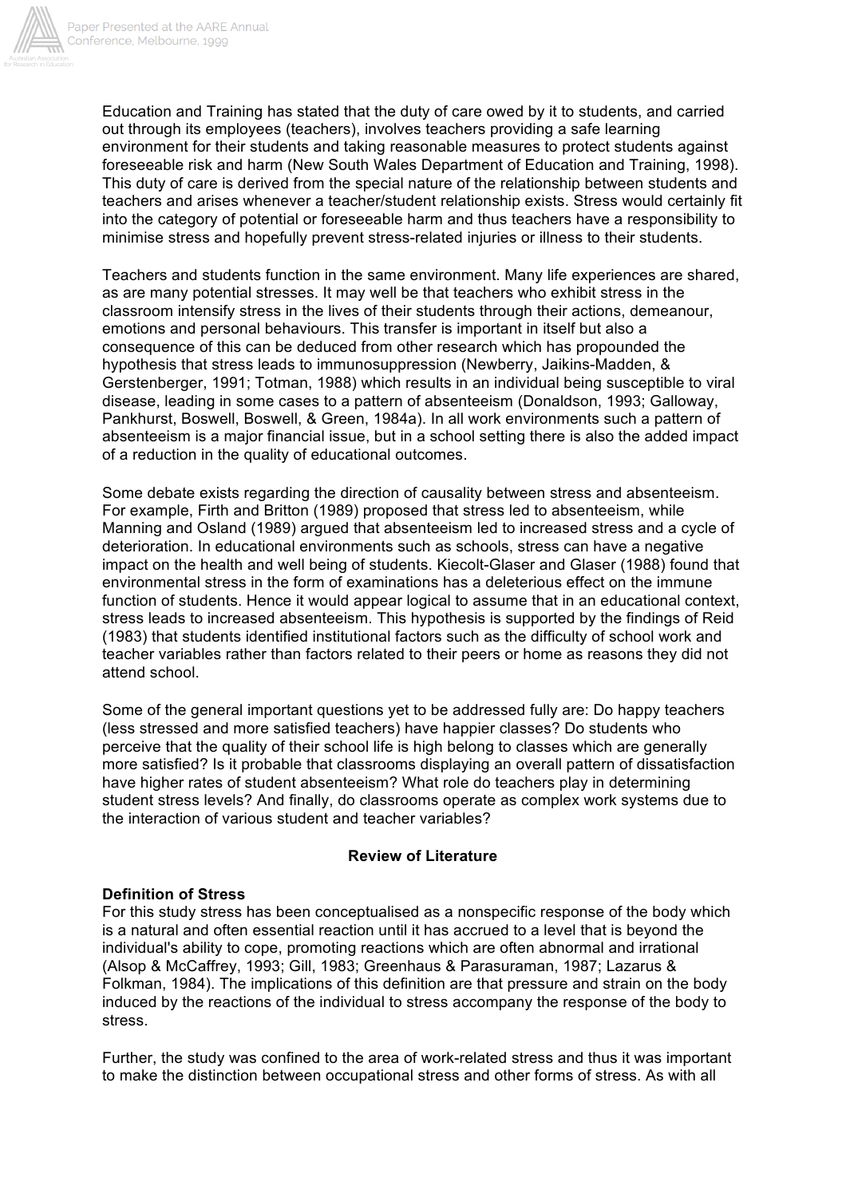Education and Training has stated that the duty of care owed by it to students, and carried out through its employees (teachers), involves teachers providing a safe learning environment for their students and taking reasonable measures to protect students against foreseeable risk and harm (New South Wales Department of Education and Training, 1998). This duty of care is derived from the special nature of the relationship between students and teachers and arises whenever a teacher/student relationship exists. Stress would certainly fit into the category of potential or foreseeable harm and thus teachers have a responsibility to minimise stress and hopefully prevent stress-related injuries or illness to their students.

Teachers and students function in the same environment. Many life experiences are shared, as are many potential stresses. It may well be that teachers who exhibit stress in the classroom intensify stress in the lives of their students through their actions, demeanour, emotions and personal behaviours. This transfer is important in itself but also a consequence of this can be deduced from other research which has propounded the hypothesis that stress leads to immunosuppression (Newberry, Jaikins-Madden, & Gerstenberger, 1991; Totman, 1988) which results in an individual being susceptible to viral disease, leading in some cases to a pattern of absenteeism (Donaldson, 1993; Galloway, Pankhurst, Boswell, Boswell, & Green, 1984a). In all work environments such a pattern of absenteeism is a major financial issue, but in a school setting there is also the added impact of a reduction in the quality of educational outcomes.

Some debate exists regarding the direction of causality between stress and absenteeism. For example, Firth and Britton (1989) proposed that stress led to absenteeism, while Manning and Osland (1989) argued that absenteeism led to increased stress and a cycle of deterioration. In educational environments such as schools, stress can have a negative impact on the health and well being of students. Kiecolt-Glaser and Glaser (1988) found that environmental stress in the form of examinations has a deleterious effect on the immune function of students. Hence it would appear logical to assume that in an educational context, stress leads to increased absenteeism. This hypothesis is supported by the findings of Reid (1983) that students identified institutional factors such as the difficulty of school work and teacher variables rather than factors related to their peers or home as reasons they did not attend school.

Some of the general important questions yet to be addressed fully are: Do happy teachers (less stressed and more satisfied teachers) have happier classes? Do students who perceive that the quality of their school life is high belong to classes which are generally more satisfied? Is it probable that classrooms displaying an overall pattern of dissatisfaction have higher rates of student absenteeism? What role do teachers play in determining student stress levels? And finally, do classrooms operate as complex work systems due to the interaction of various student and teacher variables?

## Review of Literature

### Definition of Stress

For this study stress has been conceptualised as a nonspecific response of the body which is a natural and often essential reaction until it has accrued to a level that is beyond the individual's ability to cope, promoting reactions which are often abnormal and irrational (Alsop & McCaffrey, 1993; Gill, 1983; Greenhaus & Parasuraman, 1987; Lazarus & Folkman, 1984). The implications of this definition are that pressure and strain on the body induced by the reactions of the individual to stress accompany the response of the body to stress.

Further, the study was confined to the area of work-related stress and thus it was important to make the distinction between occupational stress and other forms of stress. As with all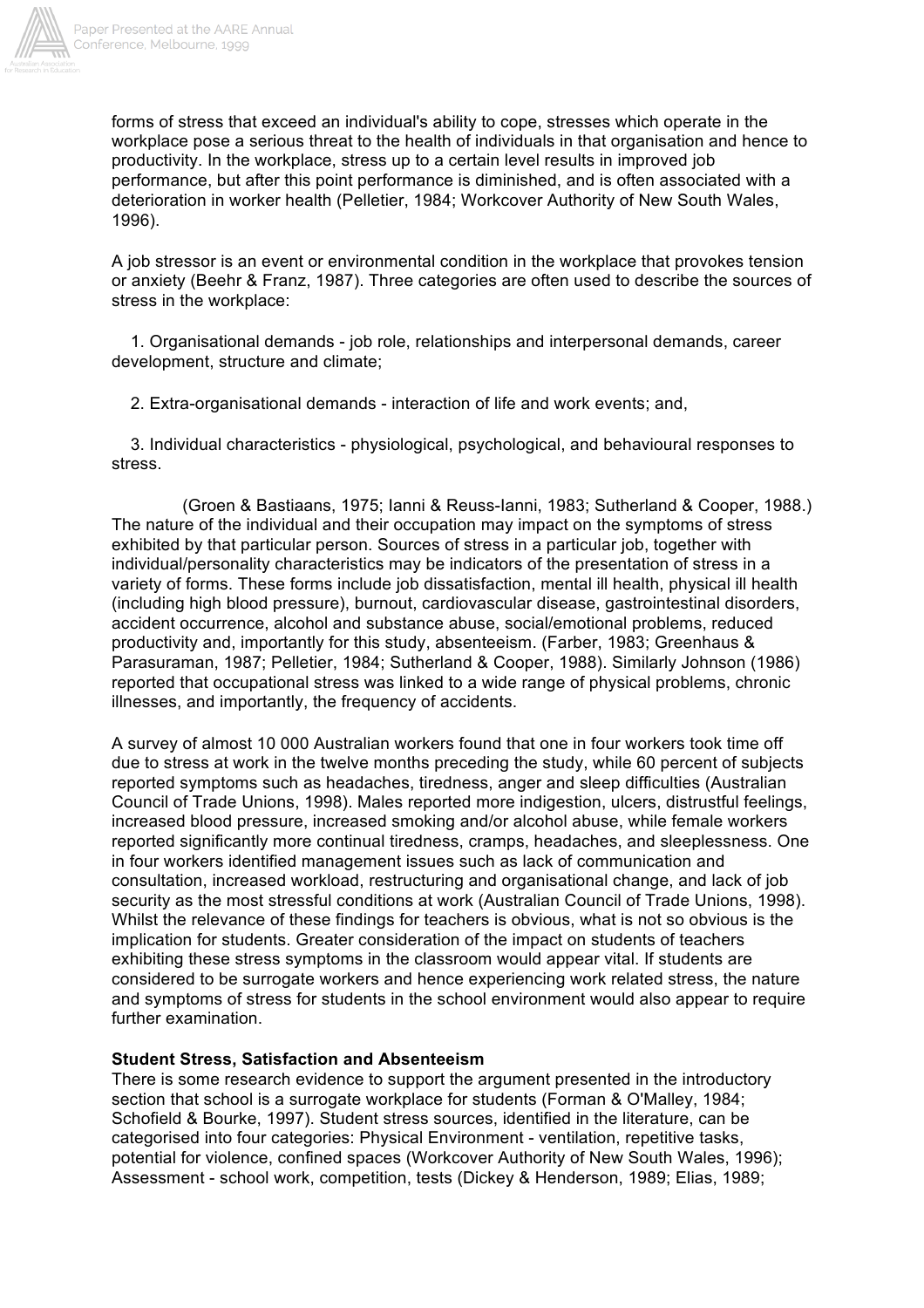forms of stress that exceed an individual's ability to cope, stresses which operate in the workplace pose a serious threat to the health of individuals in that organisation and hence to productivity. In the workplace, stress up to a certain level results in improved job performance, but after this point performance is diminished, and is often associated with a deterioration in worker health (Pelletier, 1984; Workcover Authority of New South Wales, 1996).

A job stressor is an event or environmental condition in the workplace that provokes tension or anxiety (Beehr & Franz, 1987). Three categories are often used to describe the sources of stress in the workplace:

1. Organisational demands - job role, relationships and interpersonal demands, career development, structure and climate;

2. Extra-organisational demands - interaction of life and work events; and,

3. Individual characteristics - physiological, psychological, and behavioural responses to stress.

(Groen & Bastiaans, 1975; Ianni & Reuss-Ianni, 1983; Sutherland & Cooper, 1988.) The nature of the individual and their occupation may impact on the symptoms of stress exhibited by that particular person. Sources of stress in a particular job, together with individual/personality characteristics may be indicators of the presentation of stress in a variety of forms. These forms include job dissatisfaction, mental ill health, physical ill health (including high blood pressure), burnout, cardiovascular disease, gastrointestinal disorders, accident occurrence, alcohol and substance abuse, social/emotional problems, reduced productivity and, importantly for this study, absenteeism. (Farber, 1983; Greenhaus & Parasuraman, 1987; Pelletier, 1984; Sutherland & Cooper, 1988). Similarly Johnson (1986) reported that occupational stress was linked to a wide range of physical problems, chronic illnesses, and importantly, the frequency of accidents.

A survey of almost 10 000 Australian workers found that one in four workers took time off due to stress at work in the twelve months preceding the study, while 60 percent of subjects reported symptoms such as headaches, tiredness, anger and sleep difficulties (Australian Council of Trade Unions, 1998). Males reported more indigestion, ulcers, distrustful feelings, increased blood pressure, increased smoking and/or alcohol abuse, while female workers reported significantly more continual tiredness, cramps, headaches, and sleeplessness. One in four workers identified management issues such as lack of communication and consultation, increased workload, restructuring and organisational change, and lack of job security as the most stressful conditions at work (Australian Council of Trade Unions, 1998). Whilst the relevance of these findings for teachers is obvious, what is not so obvious is the implication for students. Greater consideration of the impact on students of teachers exhibiting these stress symptoms in the classroom would appear vital. If students are considered to be surrogate workers and hence experiencing work related stress, the nature and symptoms of stress for students in the school environment would also appear to require further examination.

**Student Stress, Satisfaction and Absenteeism**

There is some research evidence to support the argument presented in the introductory section that school is a surrogate workplace for students (Forman & O'Malley, 1984; Schofield & Bourke, 1997). Student stress sources, identified in the literature, can be categorised into four categories: Physical Environment - ventilation, repetitive tasks, potential for violence, confined spaces (Workcover Authority of New South Wales, 1996); Assessment - school work, competition, tests (Dickey & Henderson, 1989; Elias, 1989;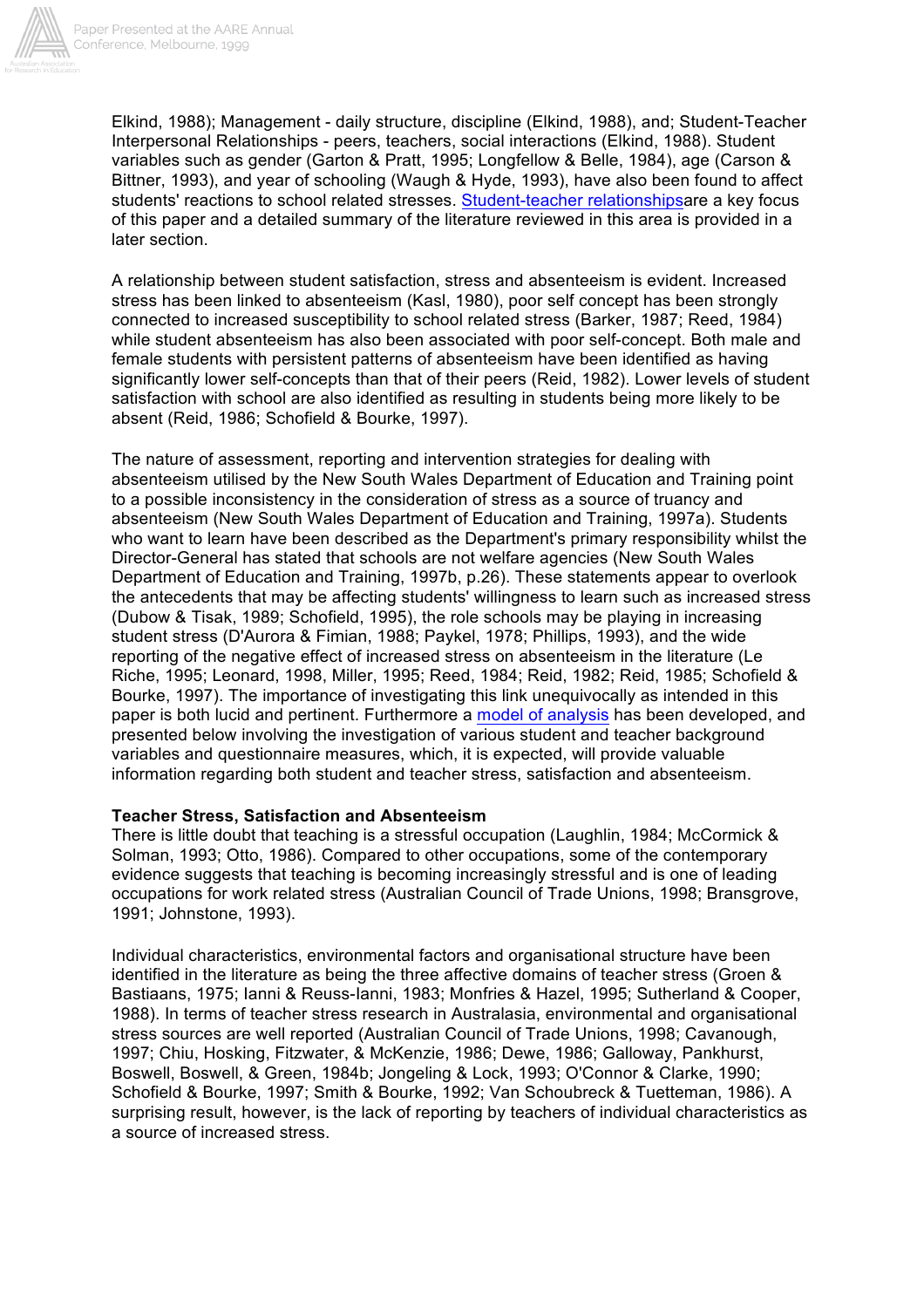Elkind, 1988); Management - daily structure, discipline (Elkind, 1988), and; Student-Teacher Interpersonal Relationships - peers, teachers, social interactions (Elkind, 1988). Student variables such as gender (Garton & Pratt, 1995; Longfellow & Belle, 1984), age (Carson & Bittner, 1993), and year of schooling (Waugh & Hyde, 1993), have also been found to affect students' reactions to school related stresses. Student-teacher relationshipsare a key focus of this paper and a detailed summary of the literature reviewed in this area is provided in a later section.

A relationship between student satisfaction, stress and absenteeism is evident. Increased stress has been linked to absenteeism (Kasl, 1980), poor self concept has been strongly connected to increased susceptibility to school related stress (Barker, 1987; Reed, 1984) while student absenteeism has also been associated with poor self-concept. Both male and female students with persistent patterns of absenteeism have been identified as having significantly lower self-concepts than that of their peers (Reid, 1982). Lower levels of student satisfaction with school are also identified as resulting in students being more likely to be absent (Reid, 1986; Schofield & Bourke, 1997).

The nature of assessment, reporting and intervention strategies for dealing with absenteeism utilised by the New South Wales Department of Education and Training point to a possible inconsistency in the consideration of stress as a source of truancy and absenteeism (New South Wales Department of Education and Training, 1997a). Students who want to learn have been described as the Department's primary responsibility whilst the Director-General has stated that schools are not welfare agencies (New South Wales Department of Education and Training, 1997b, p.26). These statements appear to overlook the antecedents that may be affecting students' willingness to learn such as increased stress (Dubow & Tisak, 1989; Schofield, 1995), the role schools may be playing in increasing student stress (D'Aurora & Fimian, 1988; Paykel, 1978; Phillips, 1993), and the wide reporting of the negative effect of increased stress on absenteeism in the literature (Le Riche, 1995; Leonard, 1998, Miller, 1995; Reed, 1984; Reid, 1982; Reid, 1985; Schofield & Bourke, 1997). The importance of investigating this link unequivocally as intended in this paper is both lucid and pertinent. Furthermore a model of analysis has been developed, and presented below involving the investigation of various student and teacher background variables and questionnaire measures, which, it is expected, will provide valuable information regarding both student and teacher stress, satisfaction and absenteeism.

**Teacher Stress, Satisfaction and Absenteeism**

There is little doubt that teaching is a stressful occupation (Laughlin, 1984; McCormick & Solman, 1993; Otto, 1986). Compared to other occupations, some of the contemporary evidence suggests that teaching is becoming increasingly stressful and is one of leading occupations for work related stress (Australian Council of Trade Unions, 1998; Bransgrove, 1991; Johnstone, 1993).

Individual characteristics, environmental factors and organisational structure have been identified in the literature as being the three affective domains of teacher stress (Groen & Bastiaans, 1975; Ianni & Reuss-Ianni, 1983; Monfries & Hazel, 1995; Sutherland & Cooper, 1988). In terms of teacher stress research in Australasia, environmental and organisational stress sources are well reported (Australian Council of Trade Unions, 1998; Cavanough, 1997; Chiu, Hosking, Fitzwater, & McKenzie, 1986; Dewe, 1986; Galloway, Pankhurst, Boswell, Boswell, & Green, 1984b; Jongeling & Lock, 1993; O'Connor & Clarke, 1990; Schofield & Bourke, 1997; Smith & Bourke, 1992; Van Schoubreck & Tuetteman, 1986). A surprising result, however, is the lack of reporting by teachers of individual characteristics as a source of increased stress.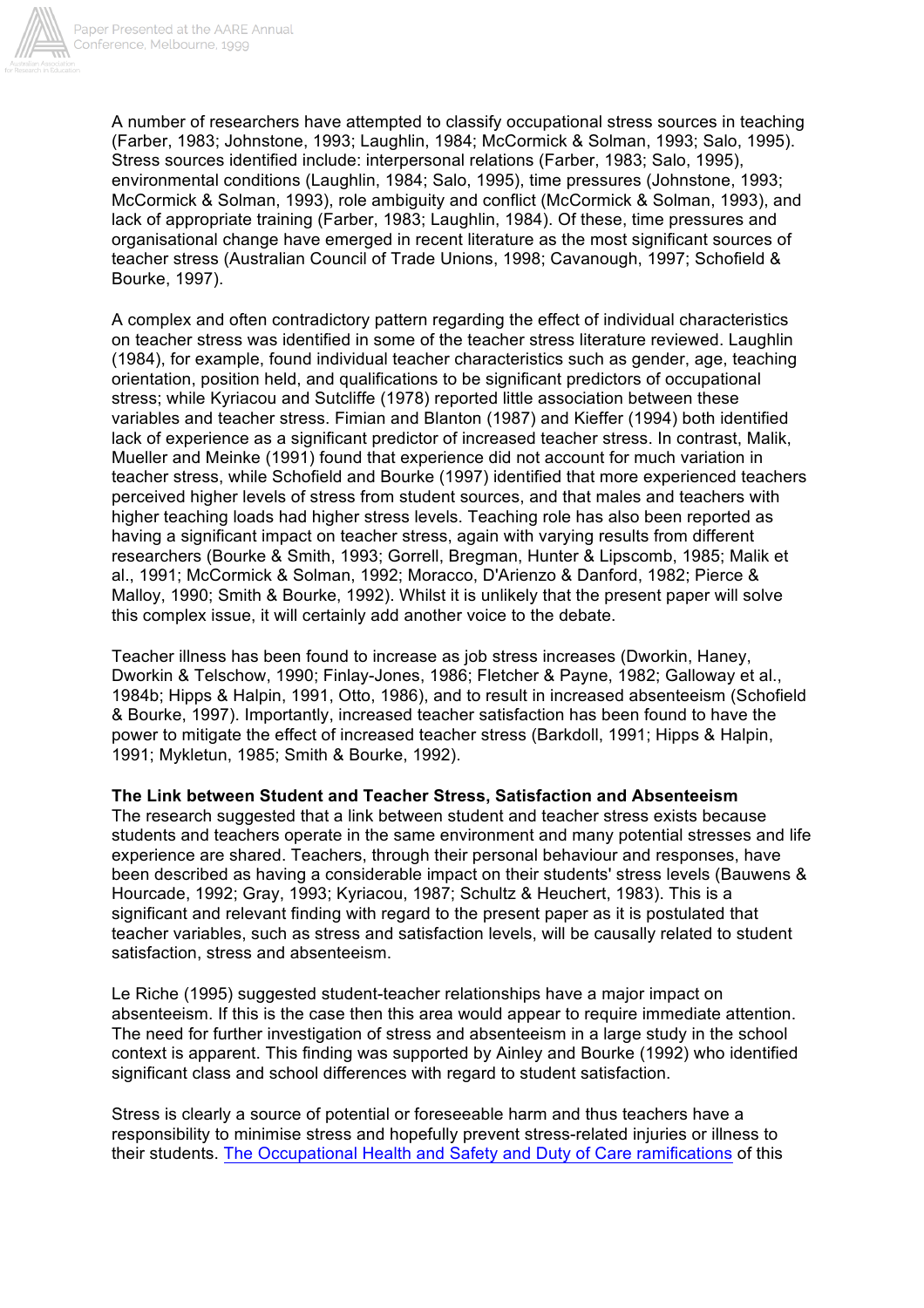A number of researchers have attempted to classify occupational stress sources in teaching (Farber, 1983; Johnstone, 1993; Laughlin, 1984; McCormick & Solman, 1993; Salo, 1995). Stress sources identified include: interpersonal relations (Farber, 1983; Salo, 1995), environmental conditions (Laughlin, 1984; Salo, 1995), time pressures (Johnstone, 1993; McCormick & Solman, 1993), role ambiguity and conflict (McCormick & Solman, 1993), and lack of appropriate training (Farber, 1983; Laughlin, 1984). Of these, time pressures and organisational change have emerged in recent literature as the most significant sources of teacher stress (Australian Council of Trade Unions, 1998; Cavanough, 1997; Schofield & Bourke, 1997).

A complex and often contradictory pattern regarding the effect of individual characteristics on teacher stress was identified in some of the teacher stress literature reviewed. Laughlin (1984), for example, found individual teacher characteristics such as gender, age, teaching orientation, position held, and qualifications to be significant predictors of occupational stress; while Kyriacou and Sutcliffe (1978) reported little association between these variables and teacher stress. Fimian and Blanton (1987) and Kieffer (1994) both identified lack of experience as a significant predictor of increased teacher stress. In contrast, Malik, Mueller and Meinke (1991) found that experience did not account for much variation in teacher stress, while Schofield and Bourke (1997) identified that more experienced teachers perceived higher levels of stress from student sources, and that males and teachers with higher teaching loads had higher stress levels. Teaching role has also been reported as having a significant impact on teacher stress, again with varying results from different researchers (Bourke & Smith, 1993; Gorrell, Bregman, Hunter & Lipscomb, 1985; Malik et al., 1991; McCormick & Solman, 1992; Moracco, D'Arienzo & Danford, 1982; Pierce & Malloy, 1990; Smith & Bourke, 1992). Whilst it is unlikely that the present paper will solve this complex issue, it will certainly add another voice to the debate.

Teacher illness has been found to increase as job stress increases (Dworkin, Haney, Dworkin & Telschow, 1990; Finlay-Jones, 1986; Fletcher & Payne, 1982; Galloway et al., 1984b; Hipps & Halpin, 1991, Otto, 1986), and to result in increased absenteeism (Schofield & Bourke, 1997). Importantly, increased teacher satisfaction has been found to have the power to mitigate the effect of increased teacher stress (Barkdoll, 1991; Hipps & Halpin, 1991; Mykletun, 1985; Smith & Bourke, 1992).

**The Link between Student and Teacher Stress, Satisfaction and Absenteeism**

The research suggested that a link between student and teacher stress exists because students and teachers operate in the same environment and many potential stresses and life experience are shared. Teachers, through their personal behaviour and responses, have been described as having a considerable impact on their students' stress levels (Bauwens & Hourcade, 1992; Gray, 1993; Kyriacou, 1987; Schultz & Heuchert, 1983). This is a significant and relevant finding with regard to the present paper as it is postulated that teacher variables, such as stress and satisfaction levels, will be causally related to student satisfaction, stress and absenteeism.

Le Riche (1995) suggested student-teacher relationships have a major impact on absenteeism. If this is the case then this area would appear to require immediate attention. The need for further investigation of stress and absenteeism in a large study in the school context is apparent. This finding was supported by Ainley and Bourke (1992) who identified significant class and school differences with regard to student satisfaction.

Stress is clearly a source of potential or foreseeable harm and thus teachers have a responsibility to minimise stress and hopefully prevent stress-related injuries or illness to their students. The Occupational Health and Safety and Duty of Care ramifications of this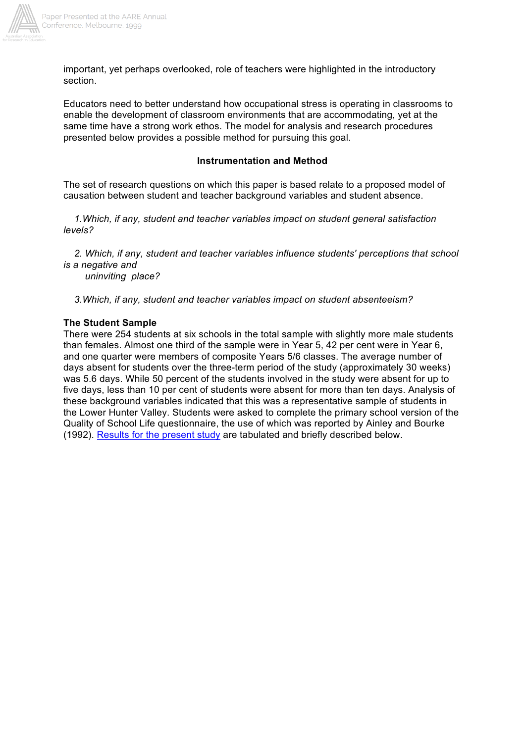important, yet perhaps overlooked, role of teachers were highlighted in the introductory section.

Educators need to better understand how occupational stress is operating in classrooms to enable the development of classroom environments that are accommodating, yet at the same time have a strong work ethos. The model for analysis and research procedures presented below provides a possible method for pursuing this goal.

### Instrumentation and Method

The set of research questions on which this paper is based relate to a proposed model of causation between student and teacher background variables and student absence.

1. *Which, if any, student and teacher variables impact on student general satisfaction levels?*

2. *Which, if any, student and teacher variables influence students' perceptions that school is a negative and uninviting place?*

3. *Which, if any, student and teacher variables impact on student absenteeism?*

**The Student Sample**

There were 254 students at six schools in the total sample with slightly more male students than females. Almost one third of the sample were in Year 5, 42 per cent were in Year 6, and one quarter were members of composite Years 5/6 classes. The average number of days absent for students over the three-term period of the study (approximately 30 weeks) was 5.6 days. While 50 percent of the students involved in the study were absent for up to five days, less than 10 per cent of students were absent for more than ten days. Analysis of these background variables indicated that this was a representative sample of students in the Lower Hunter Valley. Students were asked to complete the primary school version of the Quality of School Life questionnaire, the use of which was reported by Ainley and Bourke (1992). Results for the present study are tabulated and briefly described below.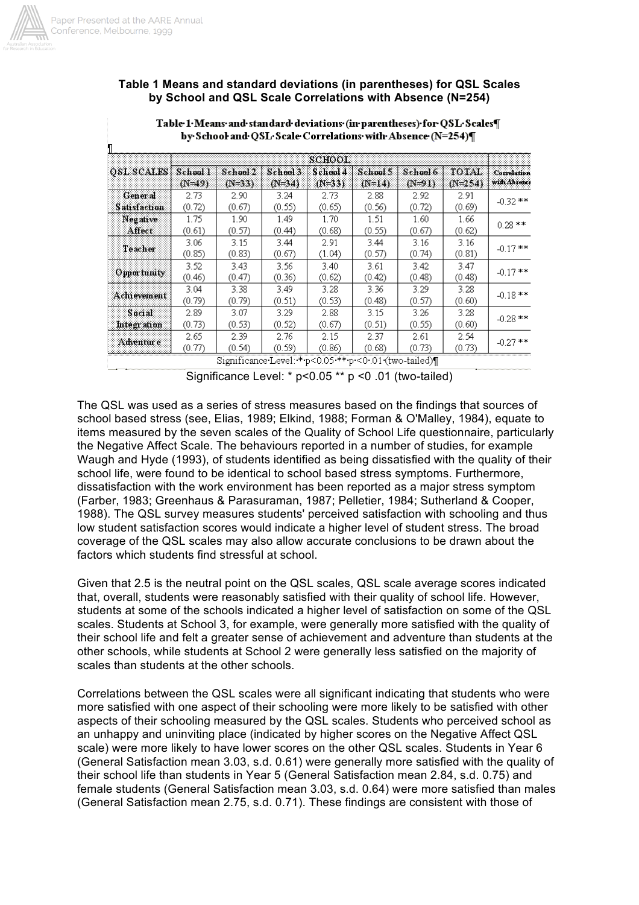**Table 1 Means and standard deviations (in parentheses) for QSL Scales by School and QSL Scale Correlations with Absence (N=254)**

| QSL SCALES | SCHOOL | | | | | | | Correlation with Absence |
|---|---|---|---|---|---|---|---|---|
| | School 1 (N=49) | School 2 (N=33) | School 3 (N=34) | School 4 (N=33) | School 5 (N=14) | School 6 (N=91) | TOTAL (N=254) | |
| General Satisfaction | 2.73 (0.72) | 2.90 (0.67) | 3.24 (0.55) | 2.73 (0.65) | 2.88 (0.56) | 2.92 (0.72) | 2.91 (0.69) | -0.32 ** |
| Negative Affect | 1.75 (0.61) | 1.90 (0.57) | 1.49 (0.44) | 1.70 (0.68) | 1.51 (0.55) | 1.60 (0.67) | 1.66 (0.62) | 0.28 ** |
| Teacher | 3.06 (0.85) | 3.15 (0.83) | 3.44 (0.67) | 2.91 (1.04) | 3.44 (0.57) | 3.16 (0.74) | 3.16 (0.81) | -0.17 ** |
| Opportunity | 3.52 (0.46) | 3.43 (0.47) | 3.56 (0.36) | 3.40 (0.62) | 3.61 (0.42) | 3.42 (0.48) | 3.47 (0.48) | -0.17 ** |
| Achievement | 3.04 (0.79) | 3.38 (0.79) | 3.49 (0.51) | 3.28 (0.53) | 3.36 (0.48) | 3.29 (0.57) | 3.28 (0.60) | -0.18 ** |
| Social Integration | 2.89 (0.73) | 3.07 (0.53) | 3.29 (0.52) | 2.88 (0.67) | 3.15 (0.51) | 3.26 (0.55) | 3.28 (0.60) | -0.28 ** |
| Adventure | 2.65 (0.77) | 2.39 (0.54) | 2.76 (0.59) | 2.15 (0.86) | 2.37 (0.68) | 2.61 (0.73) | 2.54 (0.73) | -0.27 ** |

Significance Level: * p<0.05 ** p <0 .01 (two-tailed)

The QSL was used as a series of stress measures based on the findings that sources of school based stress (see, Elias, 1989; Elkind, 1988; Forman & O'Malley, 1984), equate to items measured by the seven scales of the Quality of School Life questionnaire, particularly the Negative Affect Scale. The behaviours reported in a number of studies, for example Waugh and Hyde (1993), of students identified as being dissatisfied with the quality of their school life, were found to be identical to school based stress symptoms. Furthermore, dissatisfaction with the work environment has been reported as a major stress symptom (Farber, 1983; Greenhaus & Parasuraman, 1987; Pelletier, 1984; Sutherland & Cooper, 1988). The QSL survey measures students' perceived satisfaction with schooling and thus low student satisfaction scores would indicate a higher level of student stress. The broad coverage of the QSL scales may also allow accurate conclusions to be drawn about the factors which students find stressful at school.

Given that 2.5 is the neutral point on the QSL scales, QSL scale average scores indicated that, overall, students were reasonably satisfied with their quality of school life. However, students at some of the schools indicated a higher level of satisfaction on some of the QSL scales. Students at School 3, for example, were generally more satisfied with the quality of their school life and felt a greater sense of achievement and adventure than students at the other schools, while students at School 2 were generally less satisfied on the majority of scales than students at the other schools.

Correlations between the QSL scales were all significant indicating that students who were more satisfied with one aspect of their schooling were more likely to be satisfied with other aspects of their schooling measured by the QSL scales. Students who perceived school as an unhappy and uninviting place (indicated by higher scores on the Negative Affect QSL scale) were more likely to have lower scores on the other QSL scales. Students in Year 6 (General Satisfaction mean 3.03, s.d. 0.61) were generally more satisfied with the quality of their school life than students in Year 5 (General Satisfaction mean 2.84, s.d. 0.75) and female students (General Satisfaction mean 3.03, s.d. 0.64) were more satisfied than males (General Satisfaction mean 2.75, s.d. 0.71). These findings are consistent with those of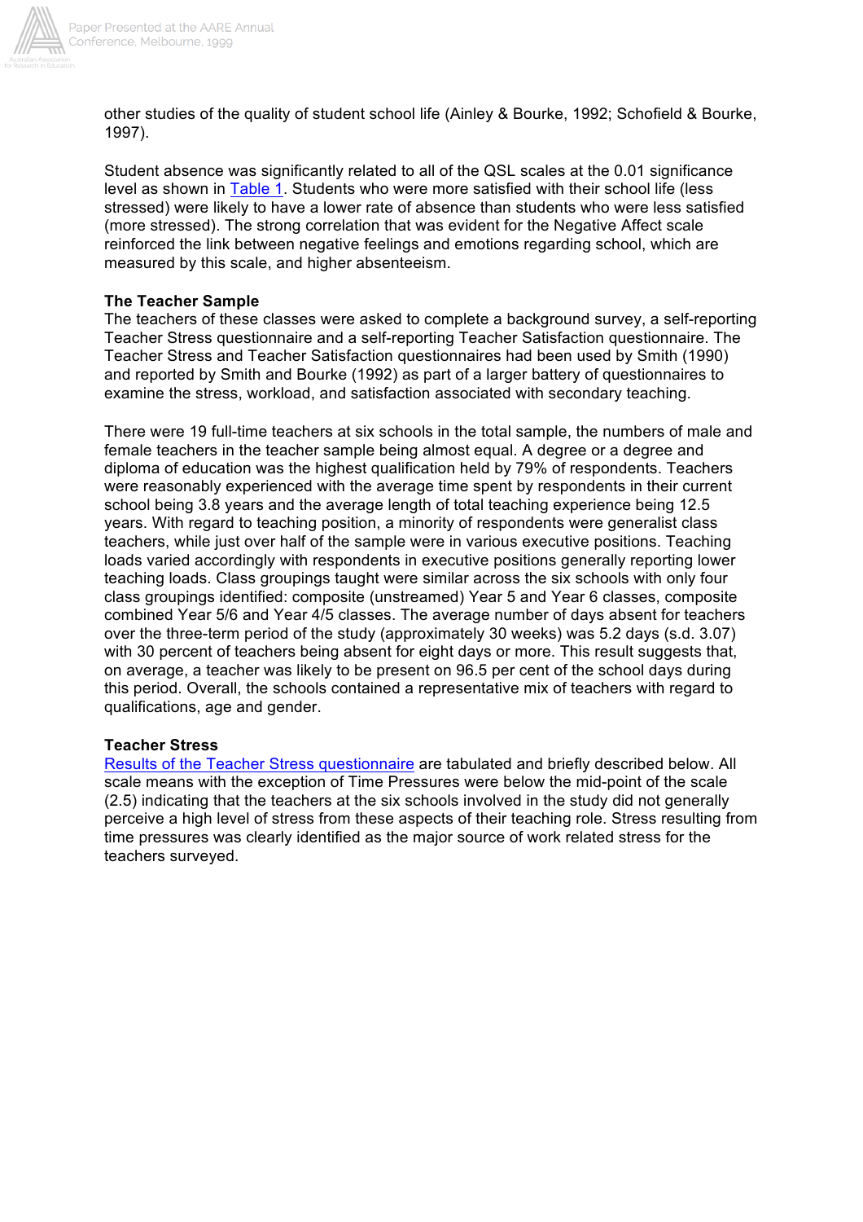other studies of the quality of student school life (Ainley & Bourke, 1992; Schofield & Bourke, 1997).

Student absence was significantly related to all of the QSL scales at the 0.01 significance level as shown in Table 1. Students who were more satisfied with their school life (less stressed) were likely to have a lower rate of absence than students who were less satisfied (more stressed). The strong correlation that was evident for the Negative Affect scale reinforced the link between negative feelings and emotions regarding school, which are measured by this scale, and higher absenteeism.

**The Teacher Sample**

The teachers of these classes were asked to complete a background survey, a self-reporting Teacher Stress questionnaire and a self-reporting Teacher Satisfaction questionnaire. The Teacher Stress and Teacher Satisfaction questionnaires had been used by Smith (1990) and reported by Smith and Bourke (1992) as part of a larger battery of questionnaires to examine the stress, workload, and satisfaction associated with secondary teaching.

There were 19 full-time teachers at six schools in the total sample, the numbers of male and female teachers in the teacher sample being almost equal. A degree or a degree and diploma of education was the highest qualification held by 79% of respondents. Teachers were reasonably experienced with the average time spent by respondents in their current school being 3.8 years and the average length of total teaching experience being 12.5 years. With regard to teaching position, a minority of respondents were generalist class teachers, while just over half of the sample were in various executive positions. Teaching loads varied accordingly with respondents in executive positions generally reporting lower teaching loads. Class groupings taught were similar across the six schools with only four class groupings identified: composite (unstreamed) Year 5 and Year 6 classes, composite combined Year 5/6 and Year 4/5 classes. The average number of days absent for teachers over the three-term period of the study (approximately 30 weeks) was 5.2 days (s.d. 3.07) with 30 percent of teachers being absent for eight days or more. This result suggests that, on average, a teacher was likely to be present on 96.5 per cent of the school days during this period. Overall, the schools contained a representative mix of teachers with regard to qualifications, age and gender.

**Teacher Stress**

Results of the Teacher Stress questionnaire are tabulated and briefly described below. All scale means with the exception of Time Pressures were below the mid-point of the scale (2.5) indicating that the teachers at the six schools involved in the study did not generally perceive a high level of stress from these aspects of their teaching role. Stress resulting from time pressures was clearly identified as the major source of work related stress for the teachers surveyed.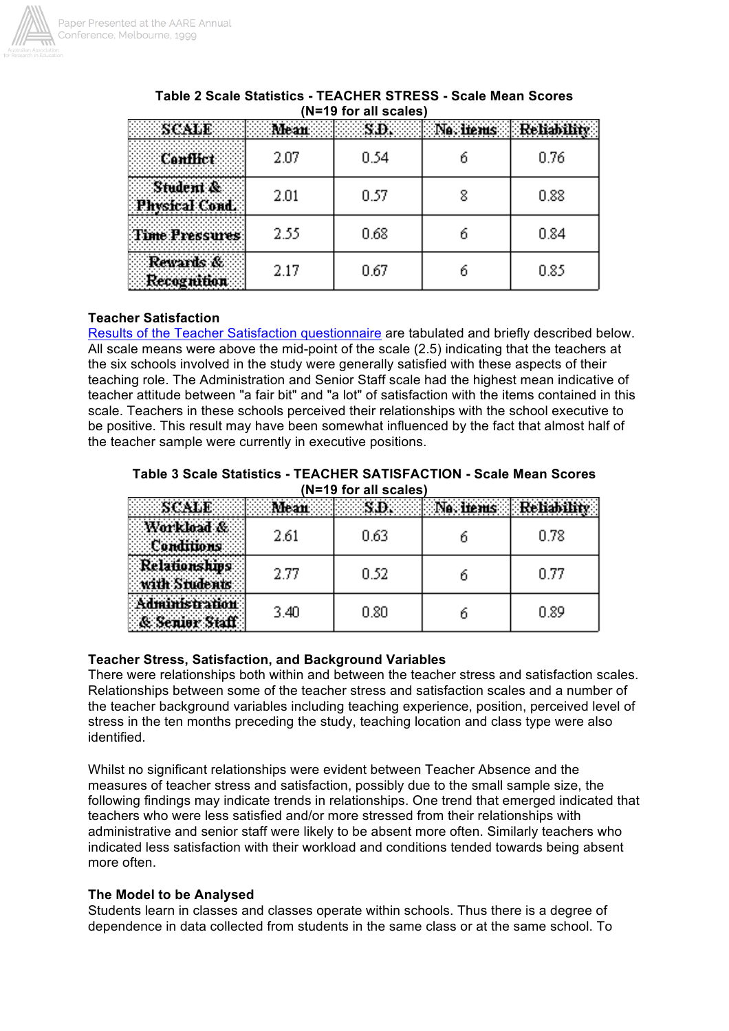**Table 2 Scale Statistics - TEACHER STRESS - Scale Mean Scores (N=19 for all scales)**

| SCALE | Mean | S.D. | No. items | Reliability |
|---|---|---|---|---|
| Conflict | 2.07 | 0.54 | 6 | 0.76 |
| Student & Physical Cond. | 2.01 | 0.57 | 8 | 0.88 |
| Time Pressures | 2.55 | 0.68 | 6 | 0.84 |
| Rewards & Recognition | 2.17 | 0.67 | 6 | 0.85 |

### Teacher Satisfaction

Results of the Teacher Satisfaction questionnaire are tabulated and briefly described below. All scale means were above the mid-point of the scale (2.5) indicating that the teachers at the six schools involved in the study were generally satisfied with these aspects of their teaching role. The Administration and Senior Staff scale had the highest mean indicative of teacher attitude between "a fair bit" and "a lot" of satisfaction with the items contained in this scale. Teachers in these schools perceived their relationships with the school executive to be positive. This result may have been somewhat influenced by the fact that almost half of the teacher sample were currently in executive positions.

**Table 3 Scale Statistics - TEACHER SATISFACTION - Scale Mean Scores (N=19 for all scales)**

| SCALE | Mean | S.D. | No. items | Reliability |
|---|---|---|---|---|
| Workload & Conditions | 2.61 | 0.63 | 6 | 0.78 |
| Relationships with Students | 2.77 | 0.52 | 6 | 0.77 |
| Administration & Senior Staff | 3.40 | 0.80 | 6 | 0.89 |

### Teacher Stress, Satisfaction, and Background Variables

There were relationships both within and between the teacher stress and satisfaction scales. Relationships between some of the teacher stress and satisfaction scales and a number of the teacher background variables including teaching experience, position, perceived level of stress in the ten months preceding the study, teaching location and class type were also identified.

Whilst no significant relationships were evident between Teacher Absence and the measures of teacher stress and satisfaction, possibly due to the small sample size, the following findings may indicate trends in relationships. One trend that emerged indicated that teachers who were less satisfied and/or more stressed from their relationships with administrative and senior staff were likely to be absent more often. Similarly teachers who indicated less satisfaction with their workload and conditions tended towards being absent more often.

### The Model to be Analysed

Students learn in classes and classes operate within schools. Thus there is a degree of dependence in data collected from students in the same class or at the same school. To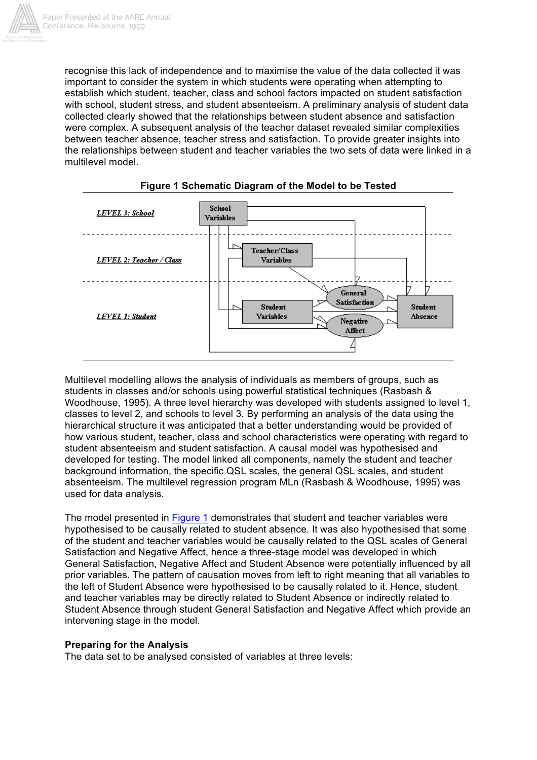recognise this lack of independence and to maximise the value of the data collected it was important to consider the system in which students were operating when attempting to establish which student, teacher, class and school factors impacted on student satisfaction with school, student stress, and student absenteeism. A preliminary analysis of student data collected clearly showed that the relationships between student absence and satisfaction were complex. A subsequent analysis of the teacher dataset revealed similar complexities between teacher absence, teacher stress and satisfaction. To provide greater insights into the relationships between student and teacher variables the two sets of data were linked in a multilevel model.

**Figure 1 Schematic Diagram of the Model to be Tested**

Multilevel modelling allows the analysis of individuals as members of groups, such as students in classes and/or schools using powerful statistical techniques (Rasbash & Woodhouse, 1995). A three level hierarchy was developed with students assigned to level 1, classes to level 2, and schools to level 3. By performing an analysis of the data using the hierarchical structure it was anticipated that a better understanding would be provided of how various student, teacher, class and school characteristics were operating with regard to student absenteeism and student satisfaction. A causal model was hypothesised and developed for testing. The model linked all components, namely the student and teacher background information, the specific QSL scales, the general QSL scales, and student absenteeism. The multilevel regression program MLn (Rasbash & Woodhouse, 1995) was used for data analysis.

The model presented in Figure 1 demonstrates that student and teacher variables were hypothesised to be causally related to student absence. It was also hypothesised that some of the student and teacher variables would be causally related to the QSL scales of General Satisfaction and Negative Affect, hence a three-stage model was developed in which General Satisfaction, Negative Affect and Student Absence were potentially influenced by all prior variables. The pattern of causation moves from left to right meaning that all variables to the left of Student Absence were hypothesised to be causally related to it. Hence, student and teacher variables may be directly related to Student Absence or indirectly related to Student Absence through student General Satisfaction and Negative Affect which provide an intervening stage in the model.

**Preparing for the Analysis**

The data set to be analysed consisted of variables at three levels: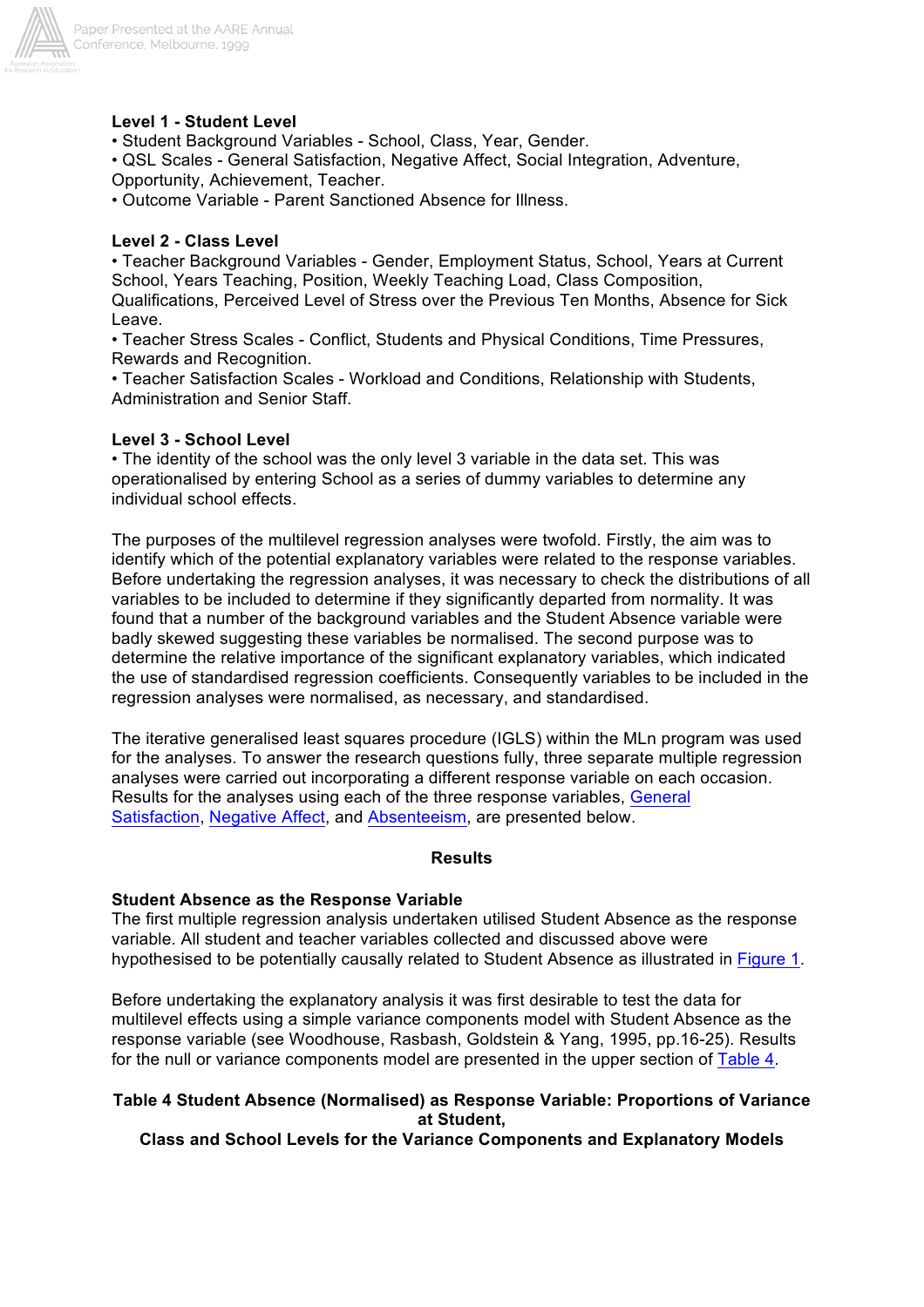**Level 1 - Student Level**

- Student Background Variables - School, Class, Year, Gender.
- QSL Scales - General Satisfaction, Negative Affect, Social Integration, Adventure, Opportunity, Achievement, Teacher.
- Outcome Variable - Parent Sanctioned Absence for Illness.

**Level 2 - Class Level**

- Teacher Background Variables - Gender, Employment Status, School, Years at Current School, Years Teaching, Position, Weekly Teaching Load, Class Composition, Qualifications, Perceived Level of Stress over the Previous Ten Months, Absence for Sick Leave.
- Teacher Stress Scales - Conflict, Students and Physical Conditions, Time Pressures, Rewards and Recognition.
- Teacher Satisfaction Scales - Workload and Conditions, Relationship with Students, Administration and Senior Staff.

**Level 3 - School Level**

- The identity of the school was the only level 3 variable in the data set. This was operationalised by entering School as a series of dummy variables to determine any individual school effects.

The purposes of the multilevel regression analyses were twofold. Firstly, the aim was to identify which of the potential explanatory variables were related to the response variables. Before undertaking the regression analyses, it was necessary to check the distributions of all variables to be included to determine if they significantly departed from normality. It was found that a number of the background variables and the Student Absence variable were badly skewed suggesting these variables be normalised. The second purpose was to determine the relative importance of the significant explanatory variables, which indicated the use of standardised regression coefficients. Consequently variables to be included in the regression analyses were normalised, as necessary, and standardised.

The iterative generalised least squares procedure (IGLS) within the MLn program was used for the analyses. To answer the research questions fully, three separate multiple regression analyses were carried out incorporating a different response variable on each occasion. Results for the analyses using each of the three response variables, General Satisfaction, Negative Affect, and Absenteeism, are presented below.

## Results

**Student Absence as the Response Variable**

The first multiple regression analysis undertaken utilised Student Absence as the response variable. All student and teacher variables collected and discussed above were hypothesised to be potentially causally related to Student Absence as illustrated in Figure 1.

Before undertaking the explanatory analysis it was first desirable to test the data for multilevel effects using a simple variance components model with Student Absence as the response variable (see Woodhouse, Rasbash, Goldstein & Yang, 1995, pp.16-25). Results for the null or variance components model are presented in the upper section of Table 4.

**Table 4 Student Absence (Normalised) as Response Variable: Proportions of Variance at Student, Class and School Levels for the Variance Components and Explanatory Models**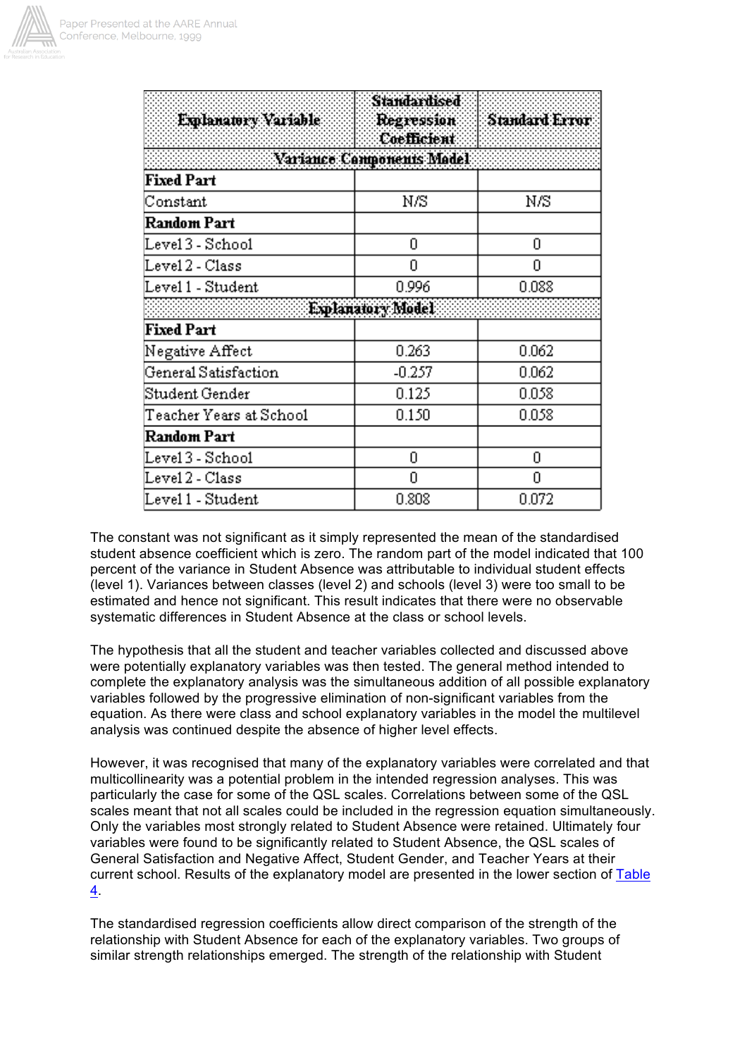| Explanatory Variable | Standardised Regression Coefficient | Standard Error |
|---|---|---|
| **Variance Components Model** | | |
| **Fixed Part** | | |
| Constant | N/S | N/S |
| **Random Part** | | |
| Level 3 - School | 0 | 0 |
| Level 2 - Class | 0 | 0 |
| Level 1 - Student | 0.996 | 0.088 |
| **Explanatory Model** | | |
| **Fixed Part** | | |
| Negative Affect | 0.263 | 0.062 |
| General Satisfaction | -0.257 | 0.062 |
| Student Gender | 0.125 | 0.058 |
| Teacher Years at School | 0.150 | 0.058 |
| **Random Part** | | |
| Level 3 - School | 0 | 0 |
| Level 2 - Class | 0 | 0 |
| Level 1 - Student | 0.808 | 0.072 |

The constant was not significant as it simply represented the mean of the standardised student absence coefficient which is zero. The random part of the model indicated that 100 percent of the variance in Student Absence was attributable to individual student effects (level 1). Variances between classes (level 2) and schools (level 3) were too small to be estimated and hence not significant. This result indicates that there were no observable systematic differences in Student Absence at the class or school levels.

The hypothesis that all the student and teacher variables collected and discussed above were potentially explanatory variables was then tested. The general method intended to complete the explanatory analysis was the simultaneous addition of all possible explanatory variables followed by the progressive elimination of non-significant variables from the equation. As there were class and school explanatory variables in the model the multilevel analysis was continued despite the absence of higher level effects.

However, it was recognised that many of the explanatory variables were correlated and that multicollinearity was a potential problem in the intended regression analyses. This was particularly the case for some of the QSL scales. Correlations between some of the QSL scales meant that not all scales could be included in the regression equation simultaneously. Only the variables most strongly related to Student Absence were retained. Ultimately four variables were found to be significantly related to Student Absence, the QSL scales of General Satisfaction and Negative Affect, Student Gender, and Teacher Years at their current school. Results of the explanatory model are presented in the lower section of Table 4.

The standardised regression coefficients allow direct comparison of the strength of the relationship with Student Absence for each of the explanatory variables. Two groups of similar strength relationships emerged. The strength of the relationship with Student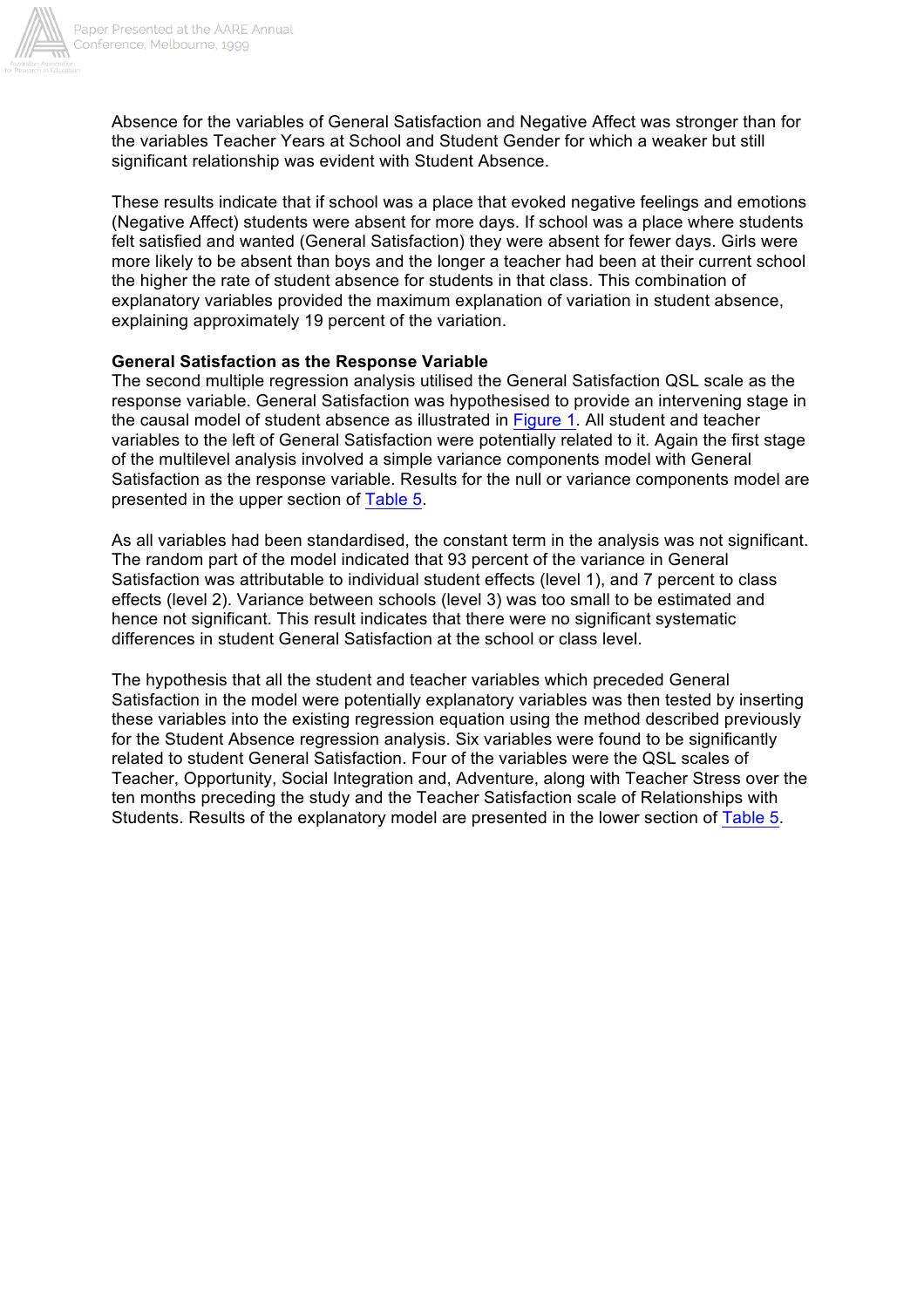Absence for the variables of General Satisfaction and Negative Affect was stronger than for the variables Teacher Years at School and Student Gender for which a weaker but still significant relationship was evident with Student Absence.

These results indicate that if school was a place that evoked negative feelings and emotions (Negative Affect) students were absent for more days. If school was a place where students felt satisfied and wanted (General Satisfaction) they were absent for fewer days. Girls were more likely to be absent than boys and the longer a teacher had been at their current school the higher the rate of student absence for students in that class. This combination of explanatory variables provided the maximum explanation of variation in student absence, explaining approximately 19 percent of the variation.

### General Satisfaction as the Response Variable

The second multiple regression analysis utilised the General Satisfaction QSL scale as the response variable. General Satisfaction was hypothesised to provide an intervening stage in the causal model of student absence as illustrated in Figure 1. All student and teacher variables to the left of General Satisfaction were potentially related to it. Again the first stage of the multilevel analysis involved a simple variance components model with General Satisfaction as the response variable. Results for the null or variance components model are presented in the upper section of Table 5.

As all variables had been standardised, the constant term in the analysis was not significant. The random part of the model indicated that 93 percent of the variance in General Satisfaction was attributable to individual student effects (level 1), and 7 percent to class effects (level 2). Variance between schools (level 3) was too small to be estimated and hence not significant. This result indicates that there were no significant systematic differences in student General Satisfaction at the school or class level.

The hypothesis that all the student and teacher variables which preceded General Satisfaction in the model were potentially explanatory variables was then tested by inserting these variables into the existing regression equation using the method described previously for the Student Absence regression analysis. Six variables were found to be significantly related to student General Satisfaction. Four of the variables were the QSL scales of Teacher, Opportunity, Social Integration and, Adventure, along with Teacher Stress over the ten months preceding the study and the Teacher Satisfaction scale of Relationships with Students. Results of the explanatory model are presented in the lower section of Table 5.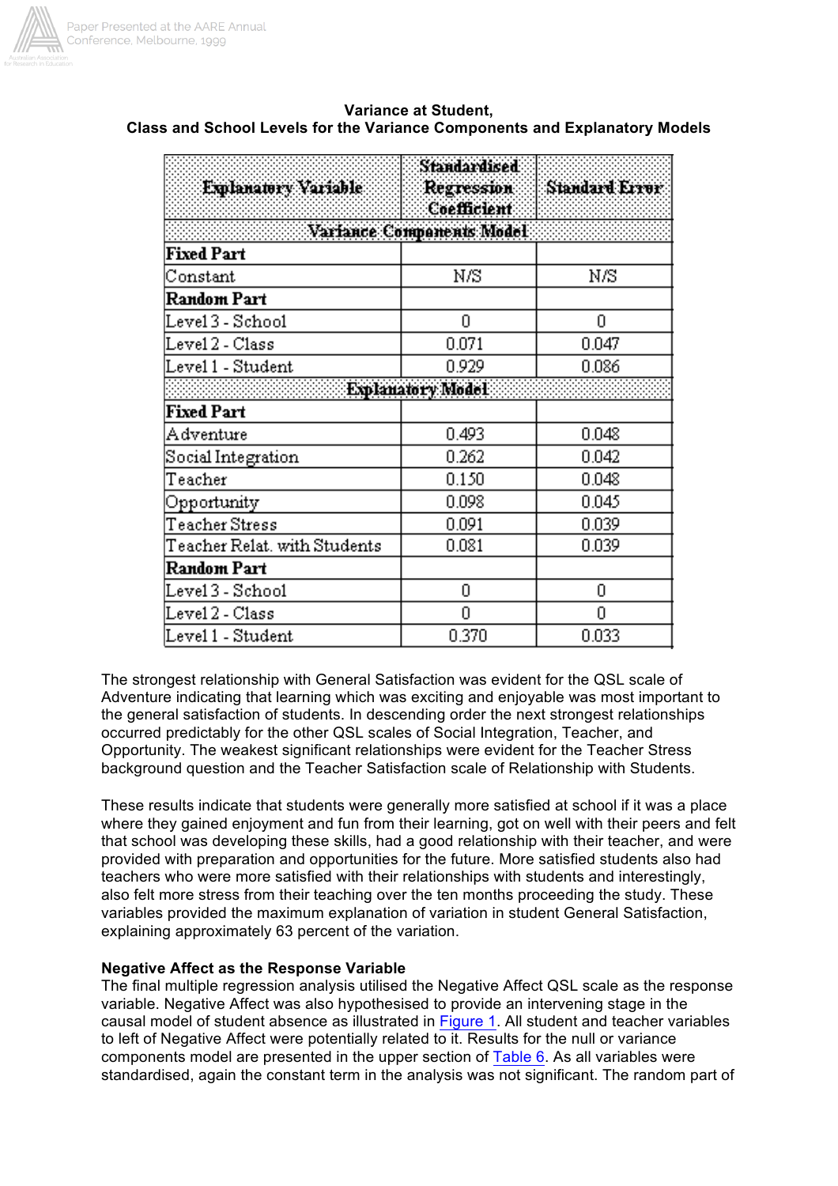**Variance at Student, Class and School Levels for the Variance Components and Explanatory Models**

| Explanatory Variable | Standardised Regression Coefficient | Standard Error |
|---|---|---|
| **Variance Components Model** | | |
| **Fixed Part** | | |
| Constant | N/S | N/S |
| **Random Part** | | |
| Level 3 - School | 0 | 0 |
| Level 2 - Class | 0.071 | 0.047 |
| Level 1 - Student | 0.929 | 0.086 |
| **Explanatory Model** | | |
| **Fixed Part** | | |
| Adventure | 0.493 | 0.048 |
| Social Integration | 0.262 | 0.042 |
| Teacher | 0.150 | 0.048 |
| Opportunity | 0.098 | 0.045 |
| Teacher Stress | 0.091 | 0.039 |
| Teacher Relat. with Students | 0.081 | 0.039 |
| **Random Part** | | |
| Level 3 - School | 0 | 0 |
| Level 2 - Class | 0 | 0 |
| Level 1 - Student | 0.370 | 0.033 |

The strongest relationship with General Satisfaction was evident for the QSL scale of Adventure indicating that learning which was exciting and enjoyable was most important to the general satisfaction of students. In descending order the next strongest relationships occurred predictably for the other QSL scales of Social Integration, Teacher, and Opportunity. The weakest significant relationships were evident for the Teacher Stress background question and the Teacher Satisfaction scale of Relationship with Students.

These results indicate that students were generally more satisfied at school if it was a place where they gained enjoyment and fun from their learning, got on well with their peers and felt that school was developing these skills, had a good relationship with their teacher, and were provided with preparation and opportunities for the future. More satisfied students also had teachers who were more satisfied with their relationships with students and interestingly, also felt more stress from their teaching over the ten months proceeding the study. These variables provided the maximum explanation of variation in student General Satisfaction, explaining approximately 63 percent of the variation.

**Negative Affect as the Response Variable**

The final multiple regression analysis utilised the Negative Affect QSL scale as the response variable. Negative Affect was also hypothesised to provide an intervening stage in the causal model of student absence as illustrated in Figure 1. All student and teacher variables to left of Negative Affect were potentially related to it. Results for the null or variance components model are presented in the upper section of Table 6. As all variables were standardised, again the constant term in the analysis was not significant. The random part of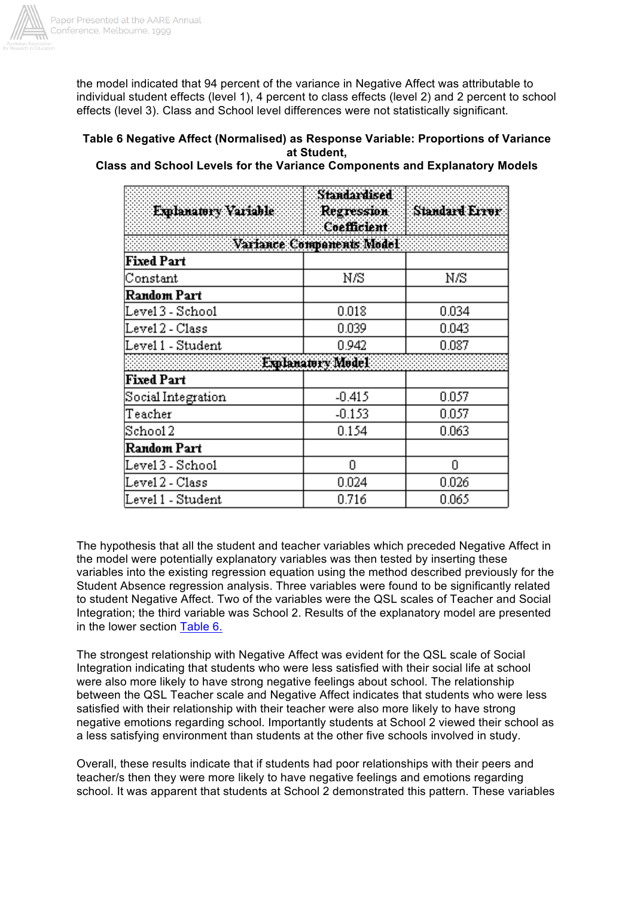the model indicated that 94 percent of the variance in Negative Affect was attributable to individual student effects (level 1), 4 percent to class effects (level 2) and 2 percent to school effects (level 3). Class and School level differences were not statistically significant.

**Table 6 Negative Affect (Normalised) as Response Variable: Proportions of Variance at Student, Class and School Levels for the Variance Components and Explanatory Models**

| Explanatory Variable | Standardised Regression Coefficient | Standard Error |
|---|---|---|
| **Variance Components Model** | | |
| **Fixed Part** | | |
| Constant | N/S | N/S |
| **Random Part** | | |
| Level 3 - School | 0.018 | 0.034 |
| Level 2 - Class | 0.039 | 0.043 |
| Level 1 - Student | 0.942 | 0.087 |
| **Explanatory Model** | | |
| **Fixed Part** | | |
| Social Integration | -0.415 | 0.057 |
| Teacher | -0.153 | 0.057 |
| School 2 | 0.154 | 0.063 |
| **Random Part** | | |
| Level 3 - School | 0 | 0 |
| Level 2 - Class | 0.024 | 0.026 |
| Level 1 - Student | 0.716 | 0.065 |

The hypothesis that all the student and teacher variables which preceded Negative Affect in the model were potentially explanatory variables was then tested by inserting these variables into the existing regression equation using the method described previously for the Student Absence regression analysis. Three variables were found to be significantly related to student Negative Affect. Two of the variables were the QSL scales of Teacher and Social Integration; the third variable was School 2. Results of the explanatory model are presented in the lower section Table 6.

The strongest relationship with Negative Affect was evident for the QSL scale of Social Integration indicating that students who were less satisfied with their social life at school were also more likely to have strong negative feelings about school. The relationship between the QSL Teacher scale and Negative Affect indicates that students who were less satisfied with their relationship with their teacher were also more likely to have strong negative emotions regarding school. Importantly students at School 2 viewed their school as a less satisfying environment than students at the other five schools involved in study.

Overall, these results indicate that if students had poor relationships with their peers and teacher/s then they were more likely to have negative feelings and emotions regarding school. It was apparent that students at School 2 demonstrated this pattern. These variables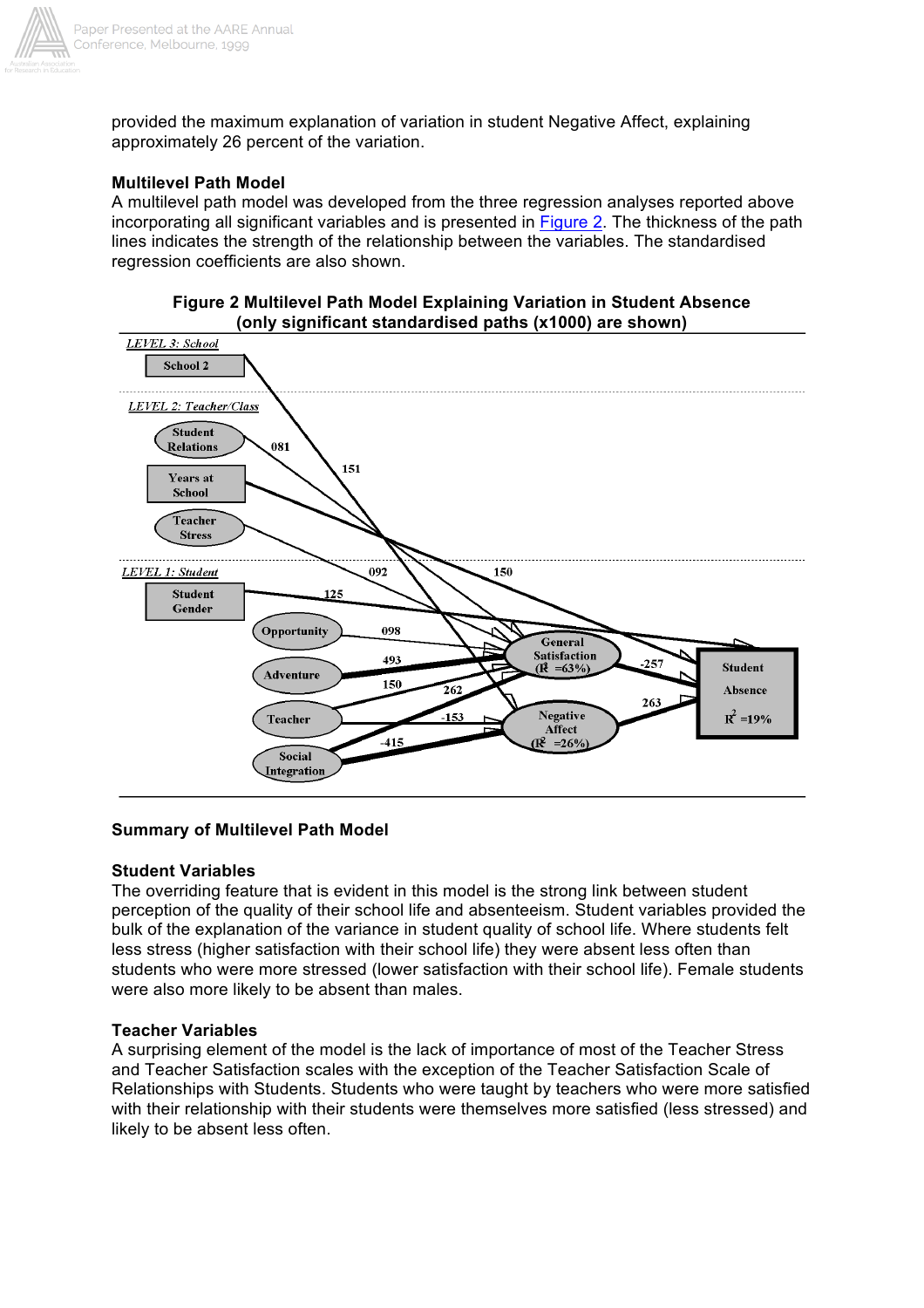provided the maximum explanation of variation in student Negative Affect, explaining approximately 26 percent of the variation.

## Multilevel Path Model

A multilevel path model was developed from the three regression analyses reported above incorporating all significant variables and is presented in Figure 2. The thickness of the path lines indicates the strength of the relationship between the variables. The standardised regression coefficients are also shown.

**Figure 2 Multilevel Path Model Explaining Variation in Student Absence (only significant standardised paths (x1000) are shown)**

## Summary of Multilevel Path Model

### Student Variables

The overriding feature that is evident in this model is the strong link between student perception of the quality of their school life and absenteeism. Student variables provided the bulk of the explanation of the variance in student quality of school life. Where students felt less stress (higher satisfaction with their school life) they were absent less often than students who were more stressed (lower satisfaction with their school life). Female students were also more likely to be absent than males.

### Teacher Variables

A surprising element of the model is the lack of importance of most of the Teacher Stress and Teacher Satisfaction scales with the exception of the Teacher Satisfaction Scale of Relationships with Students. Students who were taught by teachers who were more satisfied with their relationship with their students were themselves more satisfied (less stressed) and likely to be absent less often.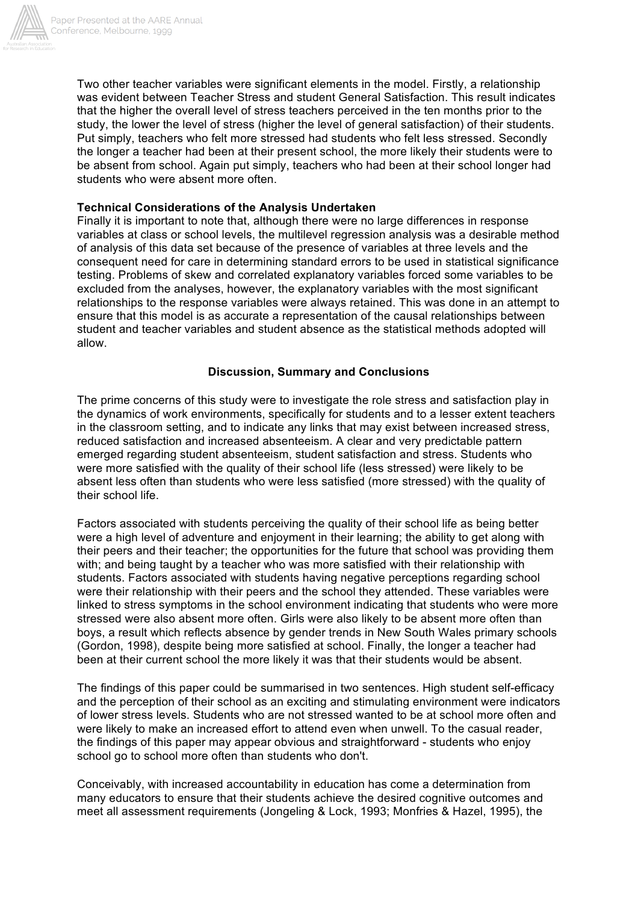Two other teacher variables were significant elements in the model. Firstly, a relationship was evident between Teacher Stress and student General Satisfaction. This result indicates that the higher the overall level of stress teachers perceived in the ten months prior to the study, the lower the level of stress (higher the level of general satisfaction) of their students. Put simply, teachers who felt more stressed had students who felt less stressed. Secondly the longer a teacher had been at their present school, the more likely their students were to be absent from school. Again put simply, teachers who had been at their school longer had students who were absent more often.

**Technical Considerations of the Analysis Undertaken**

Finally it is important to note that, although there were no large differences in response variables at class or school levels, the multilevel regression analysis was a desirable method of analysis of this data set because of the presence of variables at three levels and the consequent need for care in determining standard errors to be used in statistical significance testing. Problems of skew and correlated explanatory variables forced some variables to be excluded from the analyses, however, the explanatory variables with the most significant relationships to the response variables were always retained. This was done in an attempt to ensure that this model is as accurate a representation of the causal relationships between student and teacher variables and student absence as the statistical methods adopted will allow.

## Discussion, Summary and Conclusions

The prime concerns of this study were to investigate the role stress and satisfaction play in the dynamics of work environments, specifically for students and to a lesser extent teachers in the classroom setting, and to indicate any links that may exist between increased stress, reduced satisfaction and increased absenteeism. A clear and very predictable pattern emerged regarding student absenteeism, student satisfaction and stress. Students who were more satisfied with the quality of their school life (less stressed) were likely to be absent less often than students who were less satisfied (more stressed) with the quality of their school life.

Factors associated with students perceiving the quality of their school life as being better were a high level of adventure and enjoyment in their learning; the ability to get along with their peers and their teacher; the opportunities for the future that school was providing them with; and being taught by a teacher who was more satisfied with their relationship with students. Factors associated with students having negative perceptions regarding school were their relationship with their peers and the school they attended. These variables were linked to stress symptoms in the school environment indicating that students who were more stressed were also absent more often. Girls were also likely to be absent more often than boys, a result which reflects absence by gender trends in New South Wales primary schools (Gordon, 1998), despite being more satisfied at school. Finally, the longer a teacher had been at their current school the more likely it was that their students would be absent.

The findings of this paper could be summarised in two sentences. High student self-efficacy and the perception of their school as an exciting and stimulating environment were indicators of lower stress levels. Students who are not stressed wanted to be at school more often and were likely to make an increased effort to attend even when unwell. To the casual reader, the findings of this paper may appear obvious and straightforward - students who enjoy school go to school more often than students who don't.

Conceivably, with increased accountability in education has come a determination from many educators to ensure that their students achieve the desired cognitive outcomes and meet all assessment requirements (Jongeling & Lock, 1993; Monfries & Hazel, 1995), the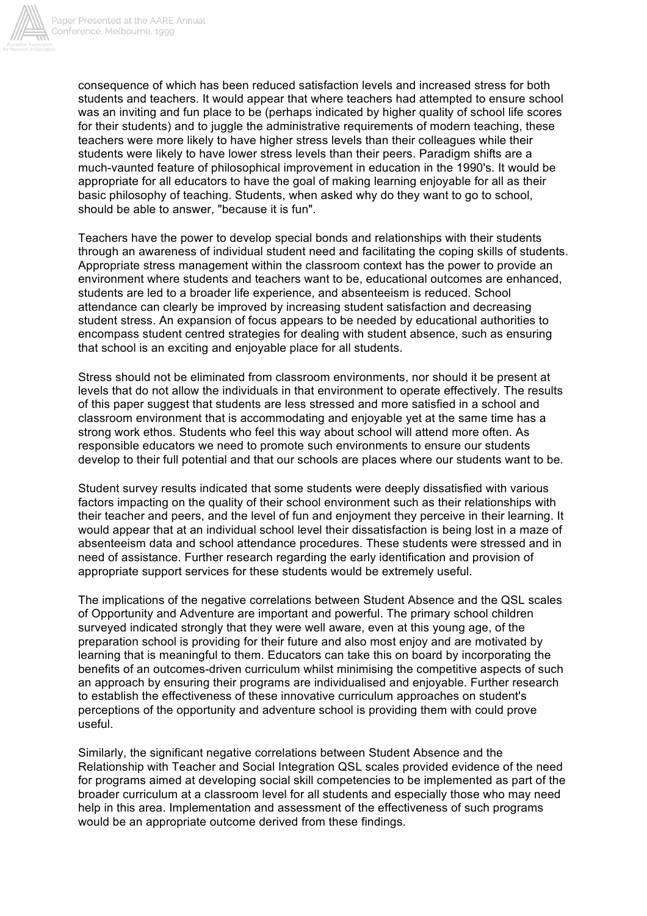consequence of which has been reduced satisfaction levels and increased stress for both students and teachers. It would appear that where teachers had attempted to ensure school was an inviting and fun place to be (perhaps indicated by higher quality of school life scores for their students) and to juggle the administrative requirements of modern teaching, these teachers were more likely to have higher stress levels than their colleagues while their students were likely to have lower stress levels than their peers. Paradigm shifts are a much-vaunted feature of philosophical improvement in education in the 1990's. It would be appropriate for all educators to have the goal of making learning enjoyable for all as their basic philosophy of teaching. Students, when asked why do they want to go to school, should be able to answer, "because it is fun".

Teachers have the power to develop special bonds and relationships with their students through an awareness of individual student need and facilitating the coping skills of students. Appropriate stress management within the classroom context has the power to provide an environment where students and teachers want to be, educational outcomes are enhanced, students are led to a broader life experience, and absenteeism is reduced. School attendance can clearly be improved by increasing student satisfaction and decreasing student stress. An expansion of focus appears to be needed by educational authorities to encompass student centred strategies for dealing with student absence, such as ensuring that school is an exciting and enjoyable place for all students.

Stress should not be eliminated from classroom environments, nor should it be present at levels that do not allow the individuals in that environment to operate effectively. The results of this paper suggest that students are less stressed and more satisfied in a school and classroom environment that is accommodating and enjoyable yet at the same time has a strong work ethos. Students who feel this way about school will attend more often. As responsible educators we need to promote such environments to ensure our students develop to their full potential and that our schools are places where our students want to be.

Student survey results indicated that some students were deeply dissatisfied with various factors impacting on the quality of their school environment such as their relationships with their teacher and peers, and the level of fun and enjoyment they perceive in their learning. It would appear that at an individual school level their dissatisfaction is being lost in a maze of absenteeism data and school attendance procedures. These students were stressed and in need of assistance. Further research regarding the early identification and provision of appropriate support services for these students would be extremely useful.

The implications of the negative correlations between Student Absence and the QSL scales of Opportunity and Adventure are important and powerful. The primary school children surveyed indicated strongly that they were well aware, even at this young age, of the preparation school is providing for their future and also most enjoy and are motivated by learning that is meaningful to them. Educators can take this on board by incorporating the benefits of an outcomes-driven curriculum whilst minimising the competitive aspects of such an approach by ensuring their programs are individualised and enjoyable. Further research to establish the effectiveness of these innovative curriculum approaches on student's perceptions of the opportunity and adventure school is providing them with could prove useful.

Similarly, the significant negative correlations between Student Absence and the Relationship with Teacher and Social Integration QSL scales provided evidence of the need for programs aimed at developing social skill competencies to be implemented as part of the broader curriculum at a classroom level for all students and especially those who may need help in this area. Implementation and assessment of the effectiveness of such programs would be an appropriate outcome derived from these findings.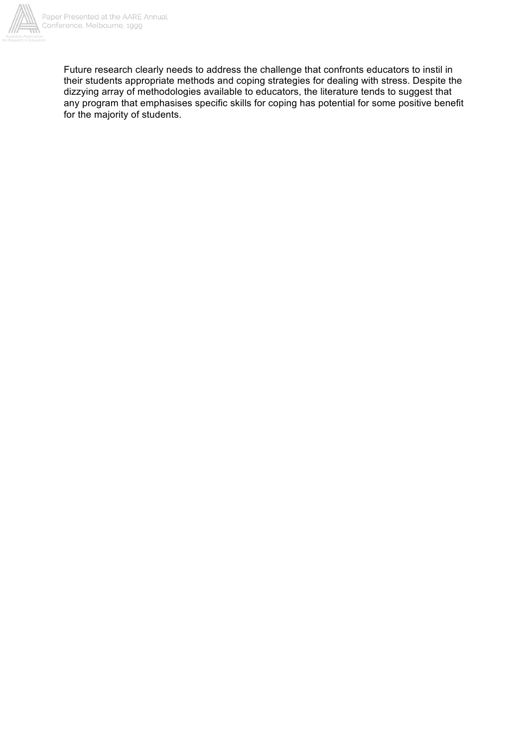Future research clearly needs to address the challenge that confronts educators to instil in their students appropriate methods and coping strategies for dealing with stress. Despite the dizzying array of methodologies available to educators, the literature tends to suggest that any program that emphasises specific skills for coping has potential for some positive benefit for the majority of students.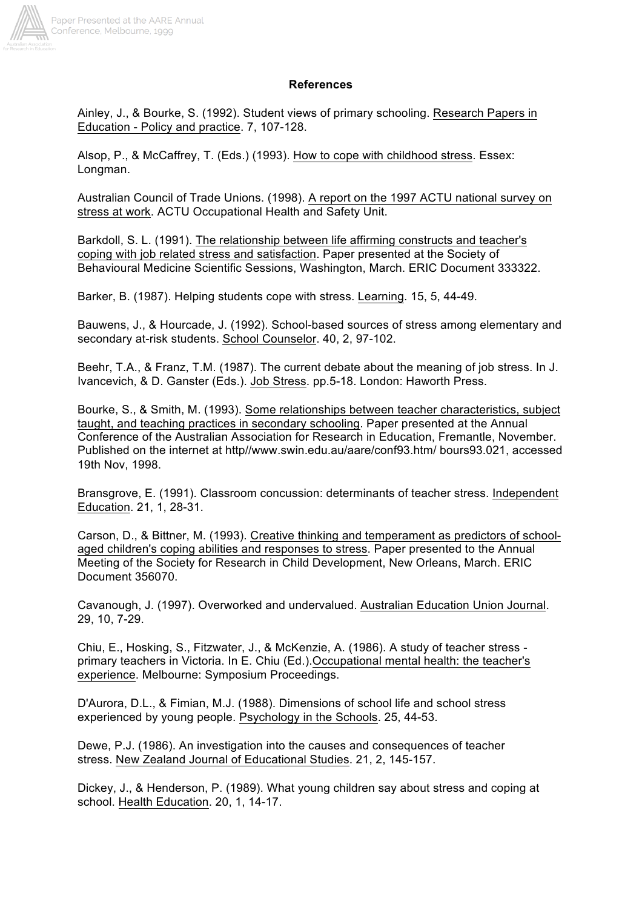## References

Ainley, J., & Bourke, S. (1992). Student views of primary schooling. Research Papers in Education - Policy and practice. 7, 107-128.

Alsop, P., & McCaffrey, T. (Eds.) (1993). How to cope with childhood stress. Essex: Longman.

Australian Council of Trade Unions. (1998). A report on the 1997 ACTU national survey on stress at work. ACTU Occupational Health and Safety Unit.

Barkdoll, S. L. (1991). The relationship between life affirming constructs and teacher's coping with job related stress and satisfaction. Paper presented at the Society of Behavioural Medicine Scientific Sessions, Washington, March. ERIC Document 333322.

Barker, B. (1987). Helping students cope with stress. Learning. 15, 5, 44-49.

Bauwens, J., & Hourcade, J. (1992). School-based sources of stress among elementary and secondary at-risk students. School Counselor. 40, 2, 97-102.

Beehr, T.A., & Franz, T.M. (1987). The current debate about the meaning of job stress. In J. Ivancevich, & D. Ganster (Eds.). Job Stress. pp.5-18. London: Haworth Press.

Bourke, S., & Smith, M. (1993). Some relationships between teacher characteristics, subject taught, and teaching practices in secondary schooling. Paper presented at the Annual Conference of the Australian Association for Research in Education, Fremantle, November. Published on the internet at http//www.swin.edu.au/aare/conf93.htm/ bours93.021, accessed 19th Nov, 1998.

Bransgrove, E. (1991). Classroom concussion: determinants of teacher stress. Independent Education. 21, 1, 28-31.

Carson, D., & Bittner, M. (1993). Creative thinking and temperament as predictors of school-aged children's coping abilities and responses to stress. Paper presented to the Annual Meeting of the Society for Research in Child Development, New Orleans, March. ERIC Document 356070.

Cavanough, J. (1997). Overworked and undervalued. Australian Education Union Journal. 29, 10, 7-29.

Chiu, E., Hosking, S., Fitzwater, J., & McKenzie, A. (1986). A study of teacher stress - primary teachers in Victoria. In E. Chiu (Ed.).Occupational mental health: the teacher's experience. Melbourne: Symposium Proceedings.

D'Aurora, D.L., & Fimian, M.J. (1988). Dimensions of school life and school stress experienced by young people. Psychology in the Schools. 25, 44-53.

Dewe, P.J. (1986). An investigation into the causes and consequences of teacher stress. New Zealand Journal of Educational Studies. 21, 2, 145-157.

Dickey, J., & Henderson, P. (1989). What young children say about stress and coping at school. Health Education. 20, 1, 14-17.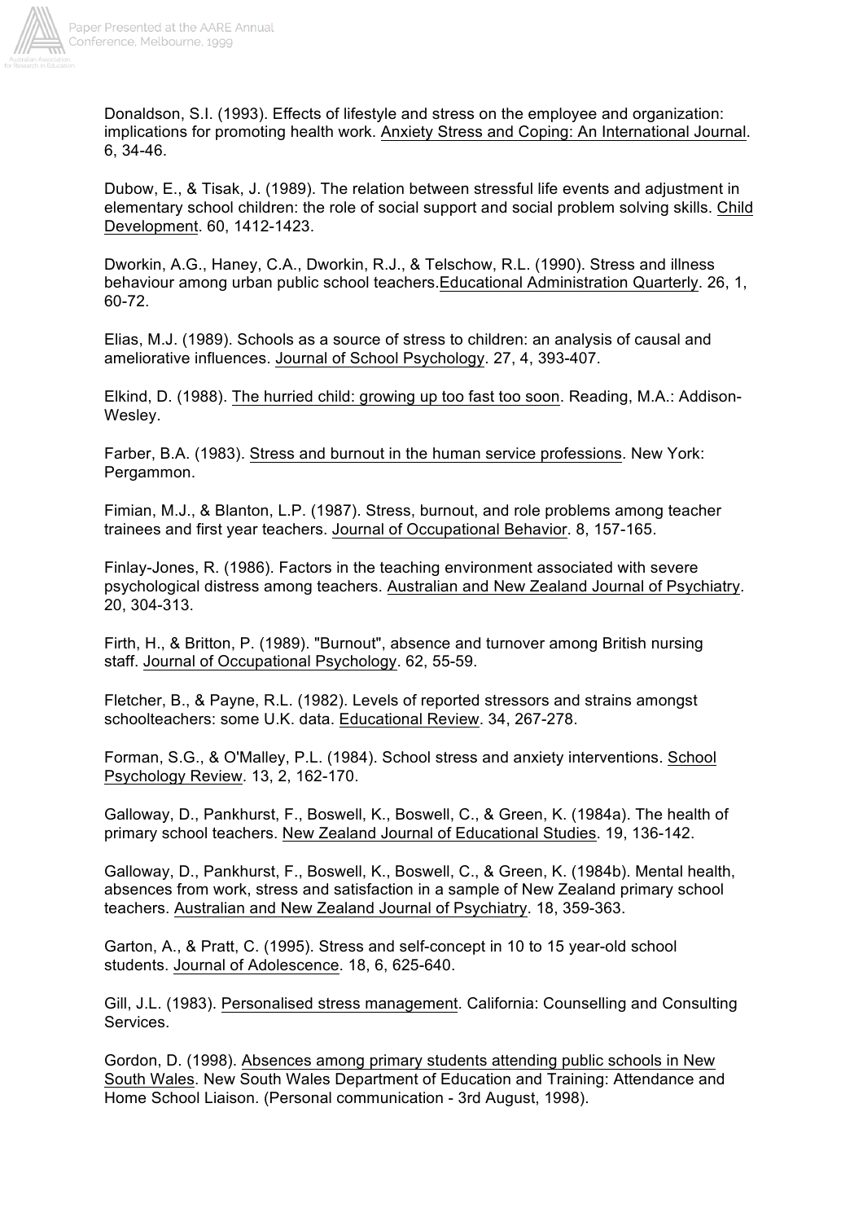Donaldson, S.I. (1993). Effects of lifestyle and stress on the employee and organization: implications for promoting health work. Anxiety Stress and Coping: An International Journal. 6, 34-46.

Dubow, E., & Tisak, J. (1989). The relation between stressful life events and adjustment in elementary school children: the role of social support and social problem solving skills. Child Development. 60, 1412-1423.

Dworkin, A.G., Haney, C.A., Dworkin, R.J., & Telschow, R.L. (1990). Stress and illness behaviour among urban public school teachers.Educational Administration Quarterly. 26, 1, 60-72.

Elias, M.J. (1989). Schools as a source of stress to children: an analysis of causal and ameliorative influences. Journal of School Psychology. 27, 4, 393-407.

Elkind, D. (1988). The hurried child: growing up too fast too soon. Reading, M.A.: Addison-Wesley.

Farber, B.A. (1983). Stress and burnout in the human service professions. New York: Pergammon.

Fimian, M.J., & Blanton, L.P. (1987). Stress, burnout, and role problems among teacher trainees and first year teachers. Journal of Occupational Behavior. 8, 157-165.

Finlay-Jones, R. (1986). Factors in the teaching environment associated with severe psychological distress among teachers. Australian and New Zealand Journal of Psychiatry. 20, 304-313.

Firth, H., & Britton, P. (1989). "Burnout", absence and turnover among British nursing staff. Journal of Occupational Psychology. 62, 55-59.

Fletcher, B., & Payne, R.L. (1982). Levels of reported stressors and strains amongst schoolteachers: some U.K. data. Educational Review. 34, 267-278.

Forman, S.G., & O'Malley, P.L. (1984). School stress and anxiety interventions. School Psychology Review. 13, 2, 162-170.

Galloway, D., Pankhurst, F., Boswell, K., Boswell, C., & Green, K. (1984a). The health of primary school teachers. New Zealand Journal of Educational Studies. 19, 136-142.

Galloway, D., Pankhurst, F., Boswell, K., Boswell, C., & Green, K. (1984b). Mental health, absences from work, stress and satisfaction in a sample of New Zealand primary school teachers. Australian and New Zealand Journal of Psychiatry. 18, 359-363.

Garton, A., & Pratt, C. (1995). Stress and self-concept in 10 to 15 year-old school students. Journal of Adolescence. 18, 6, 625-640.

Gill, J.L. (1983). Personalised stress management. California: Counselling and Consulting Services.

Gordon, D. (1998). Absences among primary students attending public schools in New South Wales. New South Wales Department of Education and Training: Attendance and Home School Liaison. (Personal communication - 3rd August, 1998).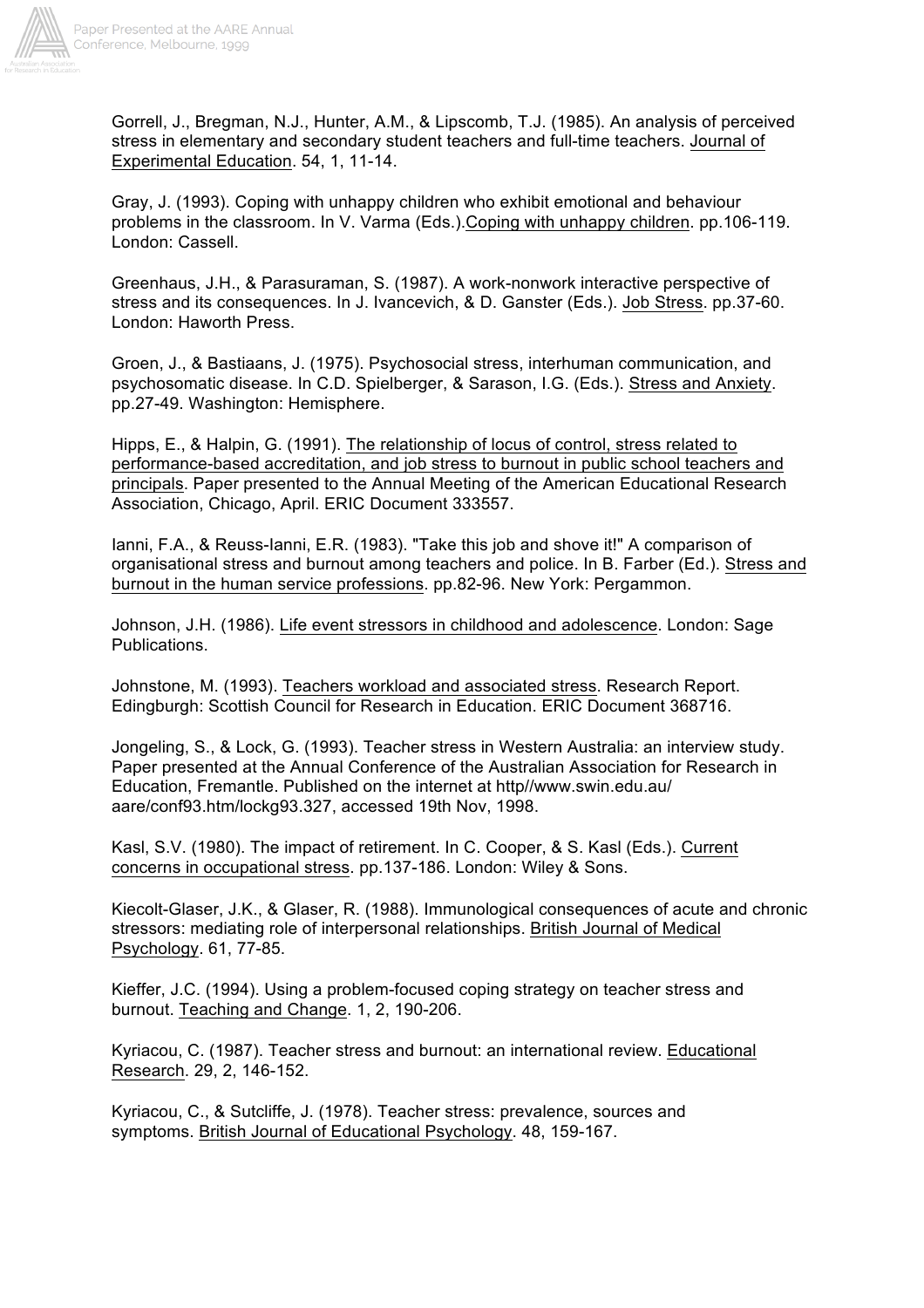Gorrell, J., Bregman, N.J., Hunter, A.M., & Lipscomb, T.J. (1985). An analysis of perceived stress in elementary and secondary student teachers and full-time teachers. Journal of Experimental Education. 54, 1, 11-14.

Gray, J. (1993). Coping with unhappy children who exhibit emotional and behaviour problems in the classroom. In V. Varma (Eds.).Coping with unhappy children. pp.106-119. London: Cassell.

Greenhaus, J.H., & Parasuraman, S. (1987). A work-nonwork interactive perspective of stress and its consequences. In J. Ivancevich, & D. Ganster (Eds.). Job Stress. pp.37-60. London: Haworth Press.

Groen, J., & Bastiaans, J. (1975). Psychosocial stress, interhuman communication, and psychosomatic disease. In C.D. Spielberger, & Sarason, I.G. (Eds.). Stress and Anxiety. pp.27-49. Washington: Hemisphere.

Hipps, E., & Halpin, G. (1991). The relationship of locus of control, stress related to performance-based accreditation, and job stress to burnout in public school teachers and principals. Paper presented to the Annual Meeting of the American Educational Research Association, Chicago, April. ERIC Document 333557.

Ianni, F.A., & Reuss-Ianni, E.R. (1983). "Take this job and shove it!" A comparison of organisational stress and burnout among teachers and police. In B. Farber (Ed.). Stress and burnout in the human service professions. pp.82-96. New York: Pergammon.

Johnson, J.H. (1986). Life event stressors in childhood and adolescence. London: Sage Publications.

Johnstone, M. (1993). Teachers workload and associated stress. Research Report. Edingburgh: Scottish Council for Research in Education. ERIC Document 368716.

Jongeling, S., & Lock, G. (1993). Teacher stress in Western Australia: an interview study. Paper presented at the Annual Conference of the Australian Association for Research in Education, Fremantle. Published on the internet at http//www.swin.edu.au/aare/conf93.htm/lockg93.327, accessed 19th Nov, 1998.

Kasl, S.V. (1980). The impact of retirement. In C. Cooper, & S. Kasl (Eds.). Current concerns in occupational stress. pp.137-186. London: Wiley & Sons.

Kiecolt-Glaser, J.K., & Glaser, R. (1988). Immunological consequences of acute and chronic stressors: mediating role of interpersonal relationships. British Journal of Medical Psychology. 61, 77-85.

Kieffer, J.C. (1994). Using a problem-focused coping strategy on teacher stress and burnout. Teaching and Change. 1, 2, 190-206.

Kyriacou, C. (1987). Teacher stress and burnout: an international review. Educational Research. 29, 2, 146-152.

Kyriacou, C., & Sutcliffe, J. (1978). Teacher stress: prevalence, sources and symptoms. British Journal of Educational Psychology. 48, 159-167.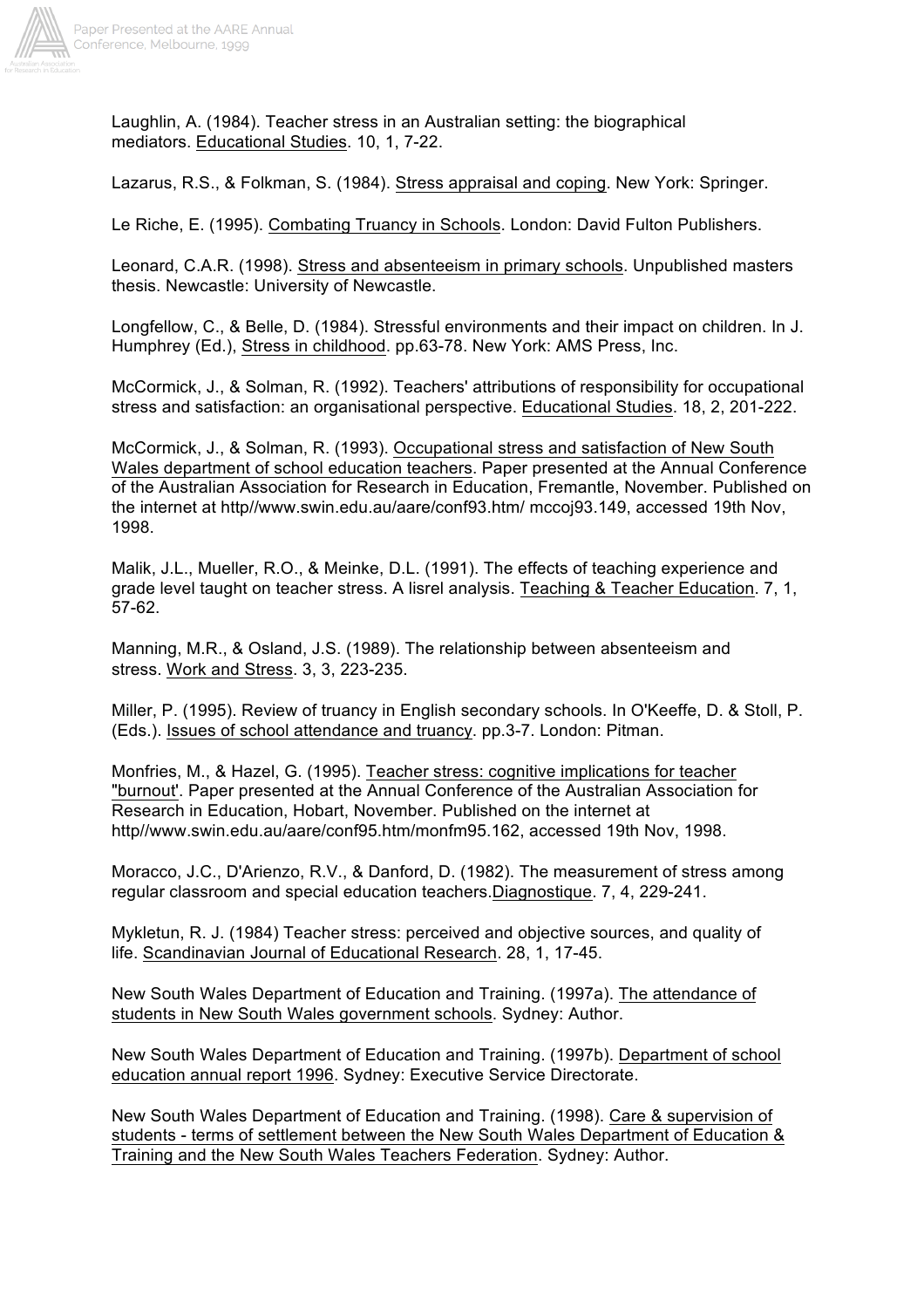Laughlin, A. (1984). Teacher stress in an Australian setting: the biographical mediators. Educational Studies. 10, 1, 7-22.

Lazarus, R.S., & Folkman, S. (1984). Stress appraisal and coping. New York: Springer.

Le Riche, E. (1995). Combating Truancy in Schools. London: David Fulton Publishers.

Leonard, C.A.R. (1998). Stress and absenteeism in primary schools. Unpublished masters thesis. Newcastle: University of Newcastle.

Longfellow, C., & Belle, D. (1984). Stressful environments and their impact on children. In J. Humphrey (Ed.), Stress in childhood. pp.63-78. New York: AMS Press, Inc.

McCormick, J., & Solman, R. (1992). Teachers' attributions of responsibility for occupational stress and satisfaction: an organisational perspective. Educational Studies. 18, 2, 201-222.

McCormick, J., & Solman, R. (1993). Occupational stress and satisfaction of New South Wales department of school education teachers. Paper presented at the Annual Conference of the Australian Association for Research in Education, Fremantle, November. Published on the internet at http//www.swin.edu.au/aare/conf93.htm/ mccoj93.149, accessed 19th Nov, 1998.

Malik, J.L., Mueller, R.O., & Meinke, D.L. (1991). The effects of teaching experience and grade level taught on teacher stress. A lisrel analysis. Teaching & Teacher Education. 7, 1, 57-62.

Manning, M.R., & Osland, J.S. (1989). The relationship between absenteeism and stress. Work and Stress. 3, 3, 223-235.

Miller, P. (1995). Review of truancy in English secondary schools. In O'Keeffe, D. & Stoll, P. (Eds.). Issues of school attendance and truancy. pp.3-7. London: Pitman.

Monfries, M., & Hazel, G. (1995). Teacher stress: cognitive implications for teacher "burnout'. Paper presented at the Annual Conference of the Australian Association for Research in Education, Hobart, November. Published on the internet at http//www.swin.edu.au/aare/conf95.htm/monfm95.162, accessed 19th Nov, 1998.

Moracco, J.C., D'Arienzo, R.V., & Danford, D. (1982). The measurement of stress among regular classroom and special education teachers.Diagnostique. 7, 4, 229-241.

Mykletun, R. J. (1984) Teacher stress: perceived and objective sources, and quality of life. Scandinavian Journal of Educational Research. 28, 1, 17-45.

New South Wales Department of Education and Training. (1997a). The attendance of students in New South Wales government schools. Sydney: Author.

New South Wales Department of Education and Training. (1997b). Department of school education annual report 1996. Sydney: Executive Service Directorate.

New South Wales Department of Education and Training. (1998). Care & supervision of students - terms of settlement between the New South Wales Department of Education & Training and the New South Wales Teachers Federation. Sydney: Author.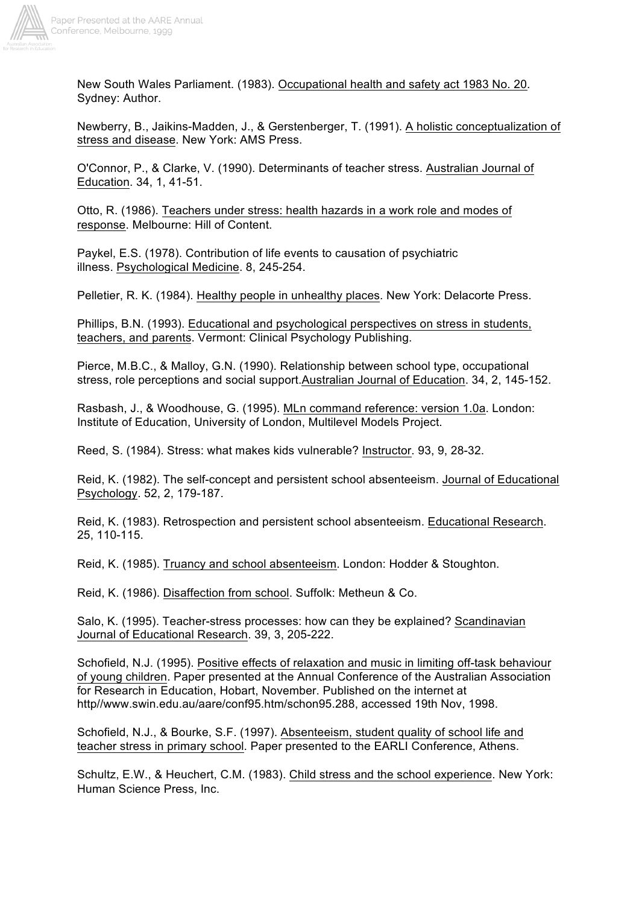New South Wales Parliament. (1983). Occupational health and safety act 1983 No. 20. Sydney: Author.

Newberry, B., Jaikins-Madden, J., & Gerstenberger, T. (1991). A holistic conceptualization of stress and disease. New York: AMS Press.

O'Connor, P., & Clarke, V. (1990). Determinants of teacher stress. Australian Journal of Education. 34, 1, 41-51.

Otto, R. (1986). Teachers under stress: health hazards in a work role and modes of response. Melbourne: Hill of Content.

Paykel, E.S. (1978). Contribution of life events to causation of psychiatric illness. Psychological Medicine. 8, 245-254.

Pelletier, R. K. (1984). Healthy people in unhealthy places. New York: Delacorte Press.

Phillips, B.N. (1993). Educational and psychological perspectives on stress in students, teachers, and parents. Vermont: Clinical Psychology Publishing.

Pierce, M.B.C., & Malloy, G.N. (1990). Relationship between school type, occupational stress, role perceptions and social support.Australian Journal of Education. 34, 2, 145-152.

Rasbash, J., & Woodhouse, G. (1995). MLn command reference: version 1.0a. London: Institute of Education, University of London, Multilevel Models Project.

Reed, S. (1984). Stress: what makes kids vulnerable? Instructor. 93, 9, 28-32.

Reid, K. (1982). The self-concept and persistent school absenteeism. Journal of Educational Psychology. 52, 2, 179-187.

Reid, K. (1983). Retrospection and persistent school absenteeism. Educational Research. 25, 110-115.

Reid, K. (1985). Truancy and school absenteeism. London: Hodder & Stoughton.

Reid, K. (1986). Disaffection from school. Suffolk: Metheun & Co.

Salo, K. (1995). Teacher-stress processes: how can they be explained? Scandinavian Journal of Educational Research. 39, 3, 205-222.

Schofield, N.J. (1995). Positive effects of relaxation and music in limiting off-task behaviour of young children. Paper presented at the Annual Conference of the Australian Association for Research in Education, Hobart, November. Published on the internet at http//www.swin.edu.au/aare/conf95.htm/schon95.288, accessed 19th Nov, 1998.

Schofield, N.J., & Bourke, S.F. (1997). Absenteeism, student quality of school life and teacher stress in primary school. Paper presented to the EARLI Conference, Athens.

Schultz, E.W., & Heuchert, C.M. (1983). Child stress and the school experience. New York: Human Science Press, Inc.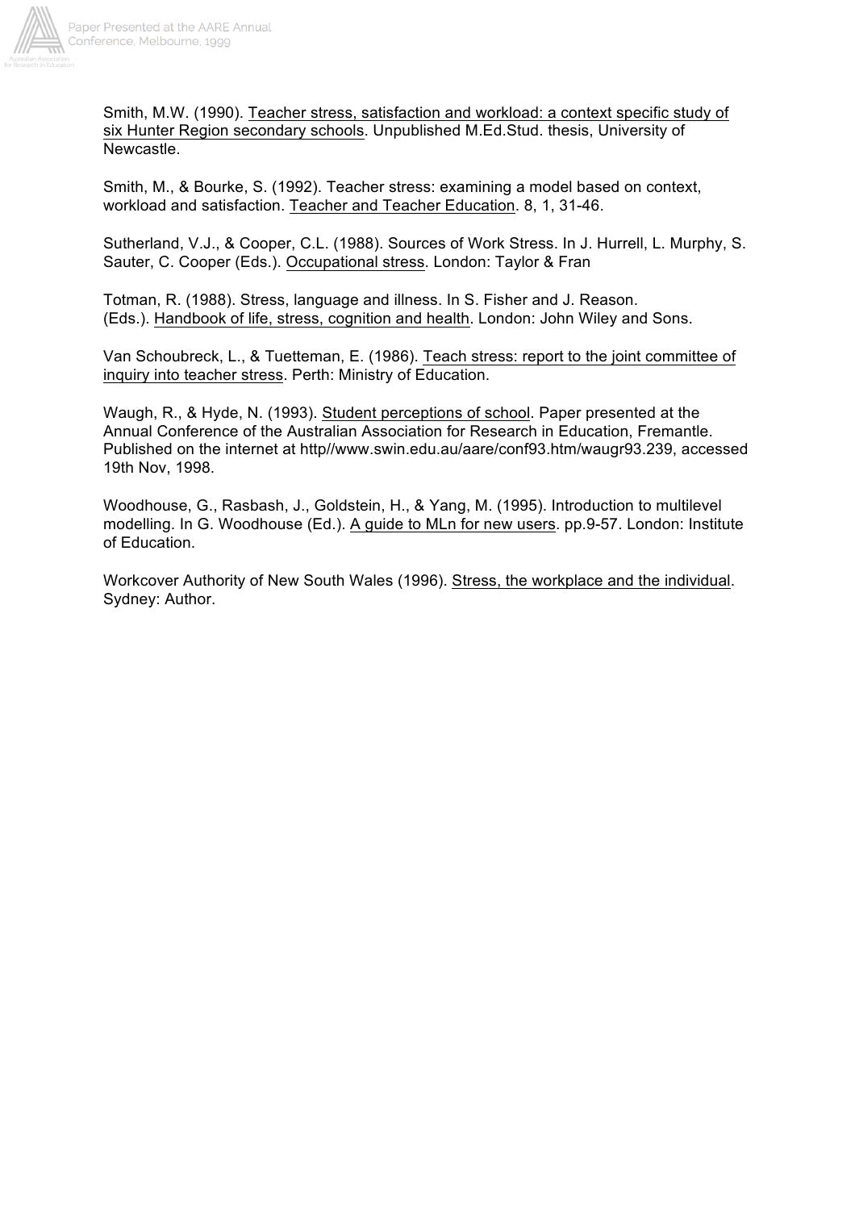Smith, M.W. (1990). Teacher stress, satisfaction and workload: a context specific study of six Hunter Region secondary schools. Unpublished M.Ed.Stud. thesis, University of Newcastle.

Smith, M., & Bourke, S. (1992). Teacher stress: examining a model based on context, workload and satisfaction. Teacher and Teacher Education. 8, 1, 31-46.

Sutherland, V.J., & Cooper, C.L. (1988). Sources of Work Stress. In J. Hurrell, L. Murphy, S. Sauter, C. Cooper (Eds.). Occupational stress. London: Taylor & Fran

Totman, R. (1988). Stress, language and illness. In S. Fisher and J. Reason. (Eds.). Handbook of life, stress, cognition and health. London: John Wiley and Sons.

Van Schoubreck, L., & Tuetteman, E. (1986). Teach stress: report to the joint committee of inquiry into teacher stress. Perth: Ministry of Education.

Waugh, R., & Hyde, N. (1993). Student perceptions of school. Paper presented at the Annual Conference of the Australian Association for Research in Education, Fremantle. Published on the internet at http//www.swin.edu.au/aare/conf93.htm/waugr93.239, accessed 19th Nov, 1998.

Woodhouse, G., Rasbash, J., Goldstein, H., & Yang, M. (1995). Introduction to multilevel modelling. In G. Woodhouse (Ed.). A guide to MLn for new users. pp.9-57. London: Institute of Education.

Workcover Authority of New South Wales (1996). Stress, the workplace and the individual. Sydney: Author.